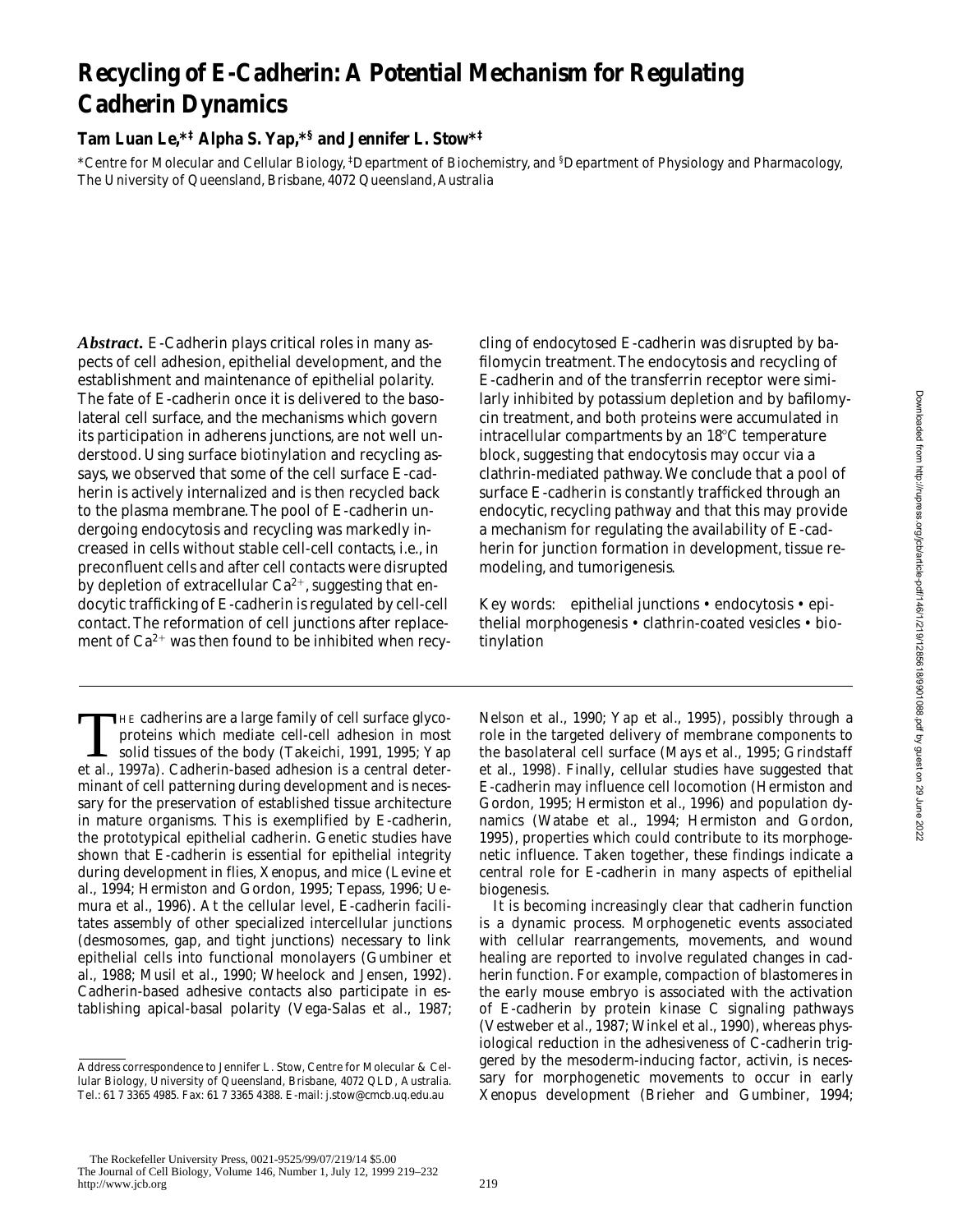# Recycling of E-Cadherin: A Potential Mechanism for Regulating Cadherin Dynamics

**Tam Luan Le,*‡ Alpha S. Yap,*§ and Jennifer L. Stow*‡**

*Centre for Molecular and Cellular Biology, ‡Department of Biochemistry, and §Department of Physiology and Pharmacology, The University of Queensland, Brisbane, 4072 Queensland, Australia

***Abstract.*** E-Cadherin plays critical roles in many aspects of cell adhesion, epithelial development, and the establishment and maintenance of epithelial polarity. The fate of E-cadherin once it is delivered to the basolateral cell surface, and the mechanisms which govern its participation in adherens junctions, are not well understood. Using surface biotinylation and recycling assays, we observed that some of the cell surface E-cadherin is actively internalized and is then recycled back to the plasma membrane. The pool of E-cadherin undergoing endocytosis and recycling was markedly increased in cells without stable cell-cell contacts, i.e., in preconfluent cells and after cell contacts were disrupted by depletion of extracellular $Ca^{2+}$, suggesting that endocytic trafficking of E-cadherin is regulated by cell-cell contact. The reformation of cell junctions after replacement of $Ca^{2+}$ was then found to be inhibited when recycling of endocytosed E-cadherin was disrupted by bafilomycin treatment. The endocytosis and recycling of E-cadherin and of the transferrin receptor were similarly inhibited by potassium depletion and by bafilomycin treatment, and both proteins were accumulated in intracellular compartments by an 18°C temperature block, suggesting that endocytosis may occur via a clathrin-mediated pathway. We conclude that a pool of surface E-cadherin is constantly trafficked through an endocytic, recycling pathway and that this may provide a mechanism for regulating the availability of E-cadherin for junction formation in development, tissue remodeling, and tumorigenesis.

Key words: epithelial junctions • endocytosis • epithelial morphogenesis • clathrin-coated vesicles • biotinylation

The cadherins are a large family of cell surface glycoproteins which mediate cell-cell adhesion in most solid tissues of the body (Takeichi, 1991, 1995; Yap et al., 1997a). Cadherin-based adhesion is a central determinant of cell patterning during development and is necessary for the preservation of established tissue architecture in mature organisms. This is exemplified by E-cadherin, the prototypical epithelial cadherin. Genetic studies have shown that E-cadherin is essential for epithelial integrity during development in flies, Xenopus, and mice (Levine et al., 1994; Hermiston and Gordon, 1995; Tepass, 1996; Uemura et al., 1996). At the cellular level, E-cadherin facilitates assembly of other specialized intercellular junctions (desmosomes, gap, and tight junctions) necessary to link epithelial cells into functional monolayers (Gumbiner et al., 1988; Musil et al., 1990; Wheelock and Jensen, 1992). Cadherin-based adhesive contacts also participate in establishing apical-basal polarity (Vega-Salas et al., 1987; Nelson et al., 1990; Yap et al., 1995), possibly through a role in the targeted delivery of membrane components to the basolateral cell surface (Mays et al., 1995; Grindstaff et al., 1998). Finally, cellular studies have suggested that E-cadherin may influence cell locomotion (Hermiston and Gordon, 1995; Hermiston et al., 1996) and population dynamics (Watabe et al., 1994; Hermiston and Gordon, 1995), properties which could contribute to its morphogenetic influence. Taken together, these findings indicate a central role for E-cadherin in many aspects of epithelial biogenesis.

It is becoming increasingly clear that cadherin function is a dynamic process. Morphogenetic events associated with cellular rearrangements, movements, and wound healing are reported to involve regulated changes in cadherin function. For example, compaction of blastomeres in the early mouse embryo is associated with the activation of E-cadherin by protein kinase C signaling pathways (Vestweber et al., 1987; Winkel et al., 1990), whereas physiological reduction in the adhesiveness of C-cadherin triggered by the mesoderm-inducing factor, activin, is necessary for morphogenetic movements to occur in early Xenopus development (Brieher and Gumbiner, 1994;

Address correspondence to Jennifer L. Stow, Centre for Molecular & Cellular Biology, University of Queensland, Brisbane, 4072 QLD, Australia. Tel.: 61 7 3365 4985. Fax: 61 7 3365 4388. E-mail: j.stow@cmcb.uq.edu.au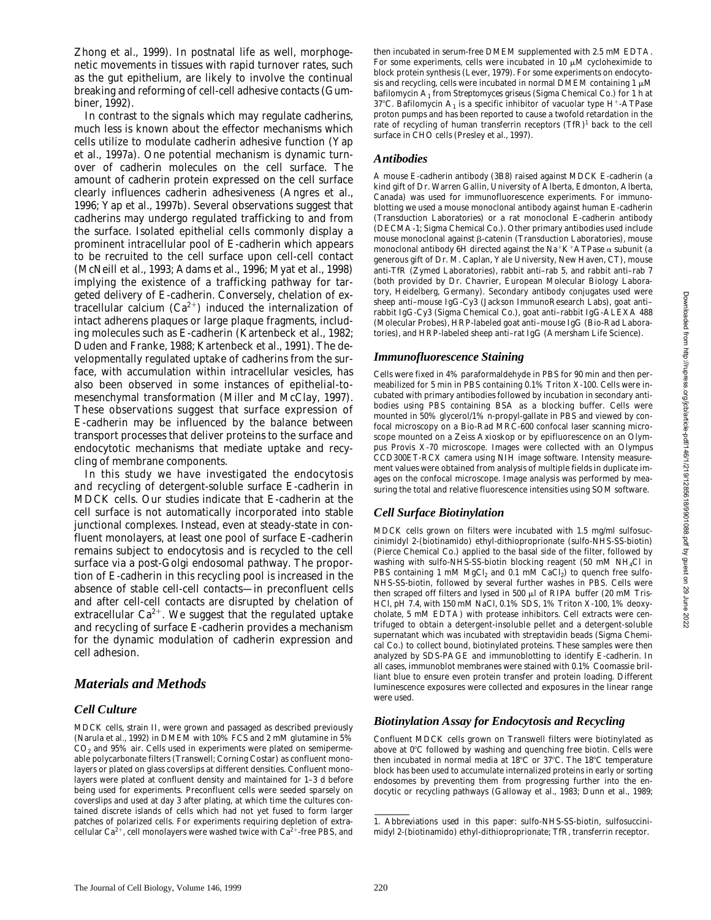Zhong et al., 1999). In postnatal life as well, morphogenetic movements in tissues with rapid turnover rates, such as the gut epithelium, are likely to involve the continual breaking and reforming of cell-cell adhesive contacts (Gumbiner, 1992).

In contrast to the signals which may regulate cadherins, much less is known about the effector mechanisms which cells utilize to modulate cadherin adhesive function (Yap et al., 1997a). One potential mechanism is dynamic turnover of cadherin molecules on the cell surface. The amount of cadherin protein expressed on the cell surface clearly influences cadherin adhesiveness (Angres et al., 1996; Yap et al., 1997b). Several observations suggest that cadherins may undergo regulated trafficking to and from the surface. Isolated epithelial cells commonly display a prominent intracellular pool of E-cadherin which appears to be recruited to the cell surface upon cell-cell contact (McNeill et al., 1993; Adams et al., 1996; Myat et al., 1998) implying the existence of a trafficking pathway for targeted delivery of E-cadherin. Conversely, chelation of extracellular calcium ($Ca^{2+}$) induced the internalization of intact adherens plaques or large plaque fragments, including molecules such as E-cadherin (Kartenbeck et al., 1982; Duden and Franke, 1988; Kartenbeck et al., 1991). The developmentally regulated uptake of cadherins from the surface, with accumulation within intracellular vesicles, has also been observed in some instances of epithelial-to-mesenchymal transformation (Miller and McClay, 1997). These observations suggest that surface expression of E-cadherin may be influenced by the balance between transport processes that deliver proteins to the surface and endocytotic mechanisms that mediate uptake and recycling of membrane components.

In this study we have investigated the endocytosis and recycling of detergent-soluble surface E-cadherin in MDCK cells. Our studies indicate that E-cadherin at the cell surface is not automatically incorporated into stable junctional complexes. Instead, even at steady-state in confluent monolayers, at least one pool of surface E-cadherin remains subject to endocytosis and is recycled to the cell surface via a post-Golgi endosomal pathway. The proportion of E-cadherin in this recycling pool is increased in the absence of stable cell-cell contacts—in preconfluent cells and after cell-cell contacts are disrupted by chelation of extracellular $Ca^{2+}$. We suggest that the regulated uptake and recycling of surface E-cadherin provides a mechanism for the dynamic modulation of cadherin expression and cell adhesion.

## Materials and Methods

### Cell Culture

MDCK cells, strain II, were grown and passaged as described previously (Narula et al., 1992) in DMEM with 10% FCS and 2 mM glutamine in 5% $CO_2$ and 95% air. Cells used in experiments were plated on semipermeable polycarbonate filters (Transwell; Corning Costar) as confluent monolayers or plated on glass coverslips at different densities. Confluent monolayers were plated at confluent density and maintained for 1–3 d before being used for experiments. Preconfluent cells were seeded sparsely on coverslips and used at day 3 after plating, at which time the cultures contained discrete islands of cells which had not yet fused to form larger patches of polarized cells. For experiments requiring depletion of extracellular $Ca^{2+}$, cell monolayers were washed twice with $Ca^{2+}$-free PBS, and then incubated in serum-free DMEM supplemented with 2.5 mM EDTA. For some experiments, cells were incubated in 10 μM cycloheximide to block protein synthesis (Lever, 1979). For some experiments on endocytosis and recycling, cells were incubated in normal DMEM containing 1 μM bafilomycin $A_1$ from *Streptomyces griseus* (Sigma Chemical Co.) for 1 h at 37°C. Bafilomycin $A_1$ is a specific inhibitor of vacuolar type $H^+$-ATPase proton pumps and has been reported to cause a twofold retardation in the rate of recycling of human transferrin receptors (TfR)[1] back to the cell surface in CHO cells (Presley et al., 1997).

### Antibodies

A mouse E-cadherin antibody (3B8) raised against MDCK E-cadherin (a kind gift of Dr. Warren Gallin, University of Alberta, Edmonton, Alberta, Canada) was used for immunofluorescence experiments. For immunoblotting we used a mouse monoclonal antibody against human E-cadherin (Transduction Laboratories) or a rat monoclonal E-cadherin antibody (DECMA-1; Sigma Chemical Co.). Other primary antibodies used include mouse monoclonal against β-catenin (Transduction Laboratories), mouse monoclonal antibody 6H directed against the $Na^+K^+$ATPase α subunit (a generous gift of Dr. M. Caplan, Yale University, New Haven, CT), mouse anti-TfR (Zymed Laboratories), rabbit anti–rab 5, and rabbit anti–rab 7 (both provided by Dr. Chavrier, European Molecular Biology Laboratory, Heidelberg, Germany). Secondary antibody conjugates used were sheep anti–mouse IgG-Cy3 (Jackson ImmunoResearch Labs), goat anti–rabbit IgG-Cy3 (Sigma Chemical Co.), goat anti–rabbit IgG-ALEXA 488 (Molecular Probes), HRP-labeled goat anti–mouse IgG (Bio-Rad Laboratories), and HRP-labeled sheep anti–rat IgG (Amersham Life Science).

### Immunofluorescence Staining

Cells were fixed in 4% paraformaldehyde in PBS for 90 min and then permeabilized for 5 min in PBS containing 0.1% Triton X-100. Cells were incubated with primary antibodies followed by incubation in secondary antibodies using PBS containing BSA as a blocking buffer. Cells were mounted in 50% glycerol/1% n-propyl-gallate in PBS and viewed by confocal microscopy on a Bio-Rad MRC-600 confocal laser scanning microscope mounted on a Zeiss Axioskop or by epifluorescence on an Olympus Provis X-70 microscope. Images were collected with an Olympus CCD300ET-RCX camera using NIH image software. Intensity measurement values were obtained from analysis of multiple fields in duplicate images on the confocal microscope. Image analysis was performed by measuring the total and relative fluorescence intensities using SOM software.

### Cell Surface Biotinylation

MDCK cells grown on filters were incubated with 1.5 mg/ml sulfosuccinimidyl 2-(biotinamido) ethyl-dithioproprionate (sulfo-NHS-SS-biotin) (Pierce Chemical Co.) applied to the basal side of the filter, followed by washing with sulfo-NHS-SS-biotin blocking reagent (50 mM $NH_4Cl$ in PBS containing 1 mM $MgCl_2$ and 0.1 mM $CaCl_2$) to quench free sulfo-NHS-SS-biotin, followed by several further washes in PBS. Cells were then scraped off filters and lysed in 500 μl of RIPA buffer (20 mM Tris-HCl, pH 7.4, with 150 mM NaCl, 0.1% SDS, 1% Triton X-100, 1% deoxycholate, 5 mM EDTA) with protease inhibitors. Cell extracts were centrifuged to obtain a detergent-insoluble pellet and a detergent-soluble supernatant which was incubated with streptavidin beads (Sigma Chemical Co.) to collect bound, biotinylated proteins. These samples were then analyzed by SDS-PAGE and immunoblotting to identify E-cadherin. In all cases, immunoblot membranes were stained with 0.1% Coomassie brilliant blue to ensure even protein transfer and protein loading. Different luminescence exposures were collected and exposures in the linear range were used.

### Biotinylation Assay for Endocytosis and Recycling

Confluent MDCK cells grown on Transwell filters were biotinylated as above at 0°C followed by washing and quenching free biotin. Cells were then incubated in normal media at 18°C or 37°C. The 18°C temperature block has been used to accumulate internalized proteins in early or sorting endosomes by preventing them from progressing further into the endocytic or recycling pathways (Galloway et al., 1983; Dunn et al., 1989;

---

1. *Abbreviations used in this paper:* sulfo-NHS-SS-biotin, sulfosuccinimidyl 2-(biotinamido) ethyl-dithioproprionate; TfR, transferrin receptor.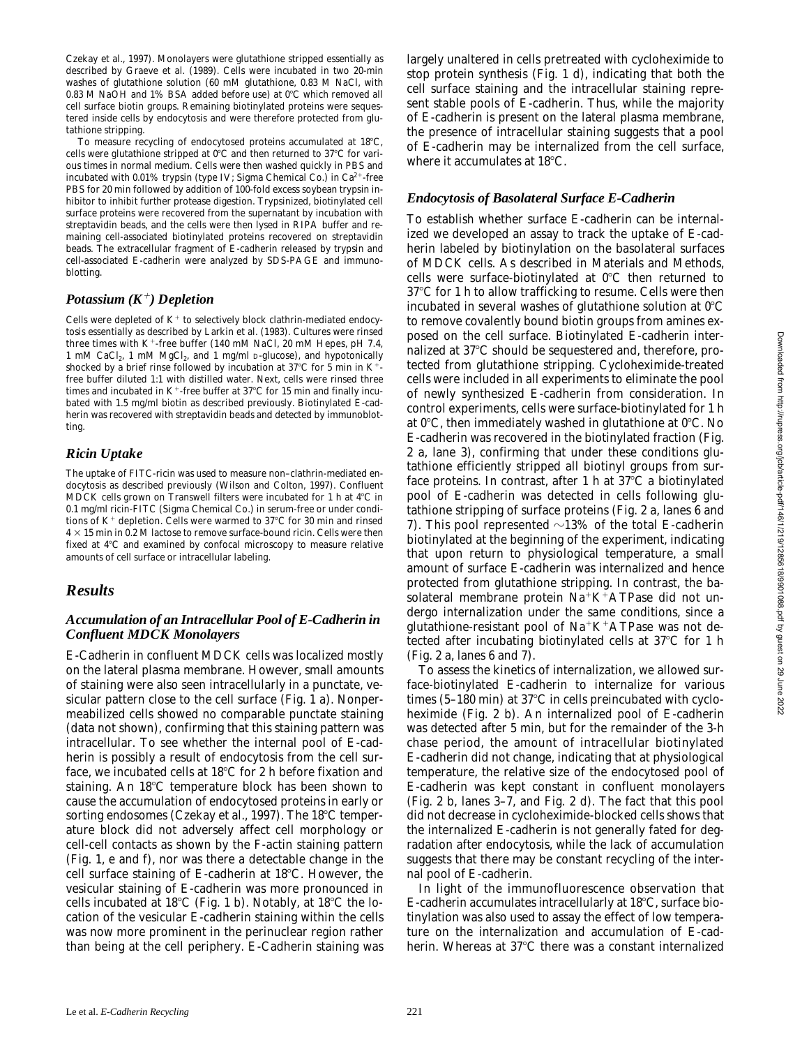Czekay et al., 1997). Monolayers were glutathione stripped essentially as described by Graeve et al. (1989). Cells were incubated in two 20-min washes of glutathione solution (60 mM glutathione, 0.83 M NaCl, with 0.83 M NaOH and 1% BSA added before use) at 0°C which removed all cell surface biotin groups. Remaining biotinylated proteins were sequestered inside cells by endocytosis and were therefore protected from glutathione stripping.

To measure recycling of endocytosed proteins accumulated at 18°C, cells were glutathione stripped at 0°C and then returned to 37°C for various times in normal medium. Cells were then washed quickly in PBS and incubated with 0.01% trypsin (type IV; Sigma Chemical Co.) in $Ca^{2+}$-free PBS for 20 min followed by addition of 100-fold excess soybean trypsin inhibitor to inhibit further protease digestion. Trypsinized, biotinylated cell surface proteins were recovered from the supernatant by incubation with streptavidin beads, and the cells were then lysed in RIPA buffer and remaining cell-associated biotinylated proteins recovered on streptavidin beads. The extracellular fragment of E-cadherin released by trypsin and cell-associated E-cadherin were analyzed by SDS-PAGE and immunoblotting.

### *Potassium ($K^+$) Depletion*

Cells were depleted of $K^+$ to selectively block clathrin-mediated endocytosis essentially as described by Larkin et al. (1983). Cultures were rinsed three times with $K^+$-free buffer (140 mM NaCl, 20 mM Hepes, pH 7.4, 1 mM $CaCl_2$, 1 mM $MgCl_2$, and 1 mg/ml D-glucose), and hypotonically shocked by a brief rinse followed by incubation at 37°C for 5 min in $K^+$-free buffer diluted 1:1 with distilled water. Next, cells were rinsed three times and incubated in $K^+$-free buffer at 37°C for 15 min and finally incubated with 1.5 mg/ml biotin as described previously. Biotinylated E-cadherin was recovered with streptavidin beads and detected by immunoblotting.

### *Ricin Uptake*

The uptake of FITC-ricin was used to measure non–clathrin-mediated endocytosis as described previously (Wilson and Colton, 1997). Confluent MDCK cells grown on Transwell filters were incubated for 1 h at 4°C in 0.1 mg/ml ricin-FITC (Sigma Chemical Co.) in serum-free or under conditions of $K^+$ depletion. Cells were warmed to 37°C for 30 min and rinsed $4 \times 15$ min in 0.2 M lactose to remove surface-bound ricin. Cells were then fixed at 4°C and examined by confocal microscopy to measure relative amounts of cell surface or intracellular labeling.

## *Results*

### *Accumulation of an Intracellular Pool of E-Cadherin in Confluent MDCK Monolayers*

E-Cadherin in confluent MDCK cells was localized mostly on the lateral plasma membrane. However, small amounts of staining were also seen intracellularly in a punctate, vesicular pattern close to the cell surface (Fig. 1 a). Nonpermeabilized cells showed no comparable punctate staining (data not shown), confirming that this staining pattern was intracellular. To see whether the internal pool of E-cadherin is possibly a result of endocytosis from the cell surface, we incubated cells at 18°C for 2 h before fixation and staining. An 18°C temperature block has been shown to cause the accumulation of endocytosed proteins in early or sorting endosomes (Czekay et al., 1997). The 18°C temperature block did not adversely affect cell morphology or cell-cell contacts as shown by the F-actin staining pattern (Fig. 1, e and f), nor was there a detectable change in the cell surface staining of E-cadherin at 18°C. However, the vesicular staining of E-cadherin was more pronounced in cells incubated at 18°C (Fig. 1 b). Notably, at 18°C the location of the vesicular E-cadherin staining within the cells was now more prominent in the perinuclear region rather than being at the cell periphery. E-Cadherin staining was largely unaltered in cells pretreated with cycloheximide to stop protein synthesis (Fig. 1 d), indicating that both the cell surface staining and the intracellular staining represent stable pools of E-cadherin. Thus, while the majority of E-cadherin is present on the lateral plasma membrane, the presence of intracellular staining suggests that a pool of E-cadherin may be internalized from the cell surface, where it accumulates at 18°C.

### *Endocytosis of Basolateral Surface E-Cadherin*

To establish whether surface E-cadherin can be internalized we developed an assay to track the uptake of E-cadherin labeled by biotinylation on the basolateral surfaces of MDCK cells. As described in Materials and Methods, cells were surface-biotinylated at 0°C then returned to 37°C for 1 h to allow trafficking to resume. Cells were then incubated in several washes of glutathione solution at 0°C to remove covalently bound biotin groups from amines exposed on the cell surface. Biotinylated E-cadherin internalized at 37°C should be sequestered and, therefore, protected from glutathione stripping. Cycloheximide-treated cells were included in all experiments to eliminate the pool of newly synthesized E-cadherin from consideration. In control experiments, cells were surface-biotinylated for 1 h at 0°C, then immediately washed in glutathione at 0°C. No E-cadherin was recovered in the biotinylated fraction (Fig. 2 a, lane 3), confirming that under these conditions glutathione efficiently stripped all biotinyl groups from surface proteins. In contrast, after 1 h at 37°C a biotinylated pool of E-cadherin was detected in cells following glutathione stripping of surface proteins (Fig. 2 a, lanes 6 and 7). This pool represented ~13% of the total E-cadherin biotinylated at the beginning of the experiment, indicating that upon return to physiological temperature, a small amount of surface E-cadherin was internalized and hence protected from glutathione stripping. In contrast, the basolateral membrane protein $Na^+K^+$ATPase did not undergo internalization under the same conditions, since a glutathione-resistant pool of $Na^+K^+$ATPase was not detected after incubating biotinylated cells at 37°C for 1 h (Fig. 2 a, lanes 6 and 7).

To assess the kinetics of internalization, we allowed surface-biotinylated E-cadherin to internalize for various times (5–180 min) at 37°C in cells preincubated with cycloheximide (Fig. 2 b). An internalized pool of E-cadherin was detected after 5 min, but for the remainder of the 3-h chase period, the amount of intracellular biotinylated E-cadherin did not change, indicating that at physiological temperature, the relative size of the endocytosed pool of E-cadherin was kept constant in confluent monolayers (Fig. 2 b, lanes 3–7, and Fig. 2 d). The fact that this pool did not decrease in cycloheximide-blocked cells shows that the internalized E-cadherin is not generally fated for degradation after endocytosis, while the lack of accumulation suggests that there may be constant recycling of the internal pool of E-cadherin.

In light of the immunofluorescence observation that E-cadherin accumulates intracellularly at 18°C, surface biotinylation was also used to assay the effect of low temperature on the internalization and accumulation of E-cadherin. Whereas at 37°C there was a constant internalized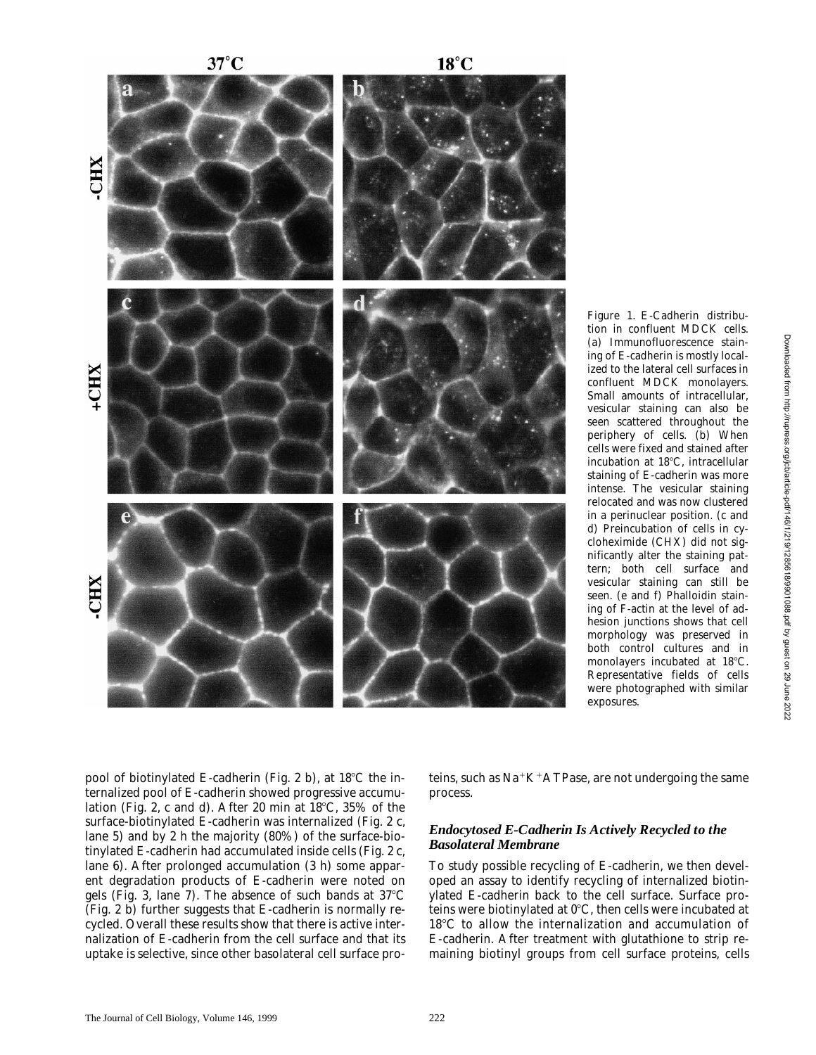Figure 1. E-Cadherin distribution in confluent MDCK cells. (a) Immunofluorescence staining of E-cadherin is mostly localized to the lateral cell surfaces in confluent MDCK monolayers. Small amounts of intracellular, vesicular staining can also be seen scattered throughout the periphery of cells. (b) When cells were fixed and stained after incubation at 18°C, intracellular staining of E-cadherin was more intense. The vesicular staining relocated and was now clustered in a perinuclear position. (c and d) Preincubation of cells in cycloheximide (CHX) did not significantly alter the staining pattern; both cell surface and vesicular staining can still be seen. (e and f) Phalloidin staining of F-actin at the level of adhesion junctions shows that cell morphology was preserved in both control cultures and in monolayers incubated at 18°C. Representative fields of cells were photographed with similar exposures.

pool of biotinylated E-cadherin (Fig. 2 b), at 18°C the internalized pool of E-cadherin showed progressive accumulation (Fig. 2, c and d). After 20 min at 18°C, 35% of the surface-biotinylated E-cadherin was internalized (Fig. 2 c, lane 5) and by 2 h the majority (80%) of the surface-biotinylated E-cadherin had accumulated inside cells (Fig. 2 c, lane 6). After prolonged accumulation (3 h) some apparent degradation products of E-cadherin were noted on gels (Fig. 3, lane 7). The absence of such bands at 37°C (Fig. 2 b) further suggests that E-cadherin is normally recycled. Overall these results show that there is active internalization of E-cadherin from the cell surface and that its uptake is selective, since other basolateral cell surface proteins, such as $Na^+K^+$ATPase, are not undergoing the same process.

### *Endocytosed E-Cadherin Is Actively Recycled to the Basolateral Membrane*

To study possible recycling of E-cadherin, we then developed an assay to identify recycling of internalized biotinylated E-cadherin back to the cell surface. Surface proteins were biotinylated at 0°C, then cells were incubated at 18°C to allow the internalization and accumulation of E-cadherin. After treatment with glutathione to strip remaining biotinyl groups from cell surface proteins, cells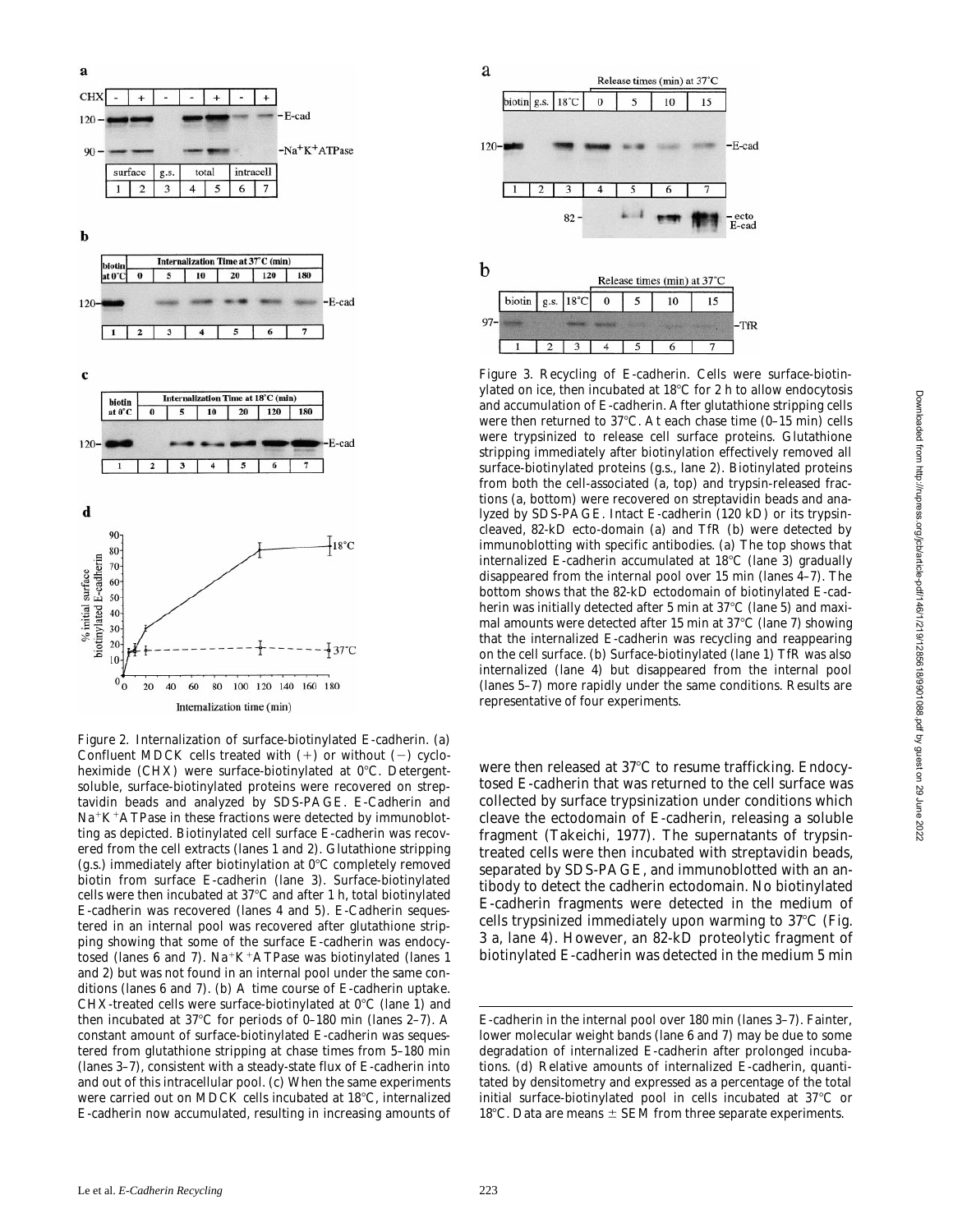Figure 2. Internalization of surface-biotinylated E-cadherin. (a) Confluent MDCK cells treated with (+) or without (−) cycloheximide (CHX) were surface-biotinylated at 0°C. Detergent-soluble, surface-biotinylated proteins were recovered on streptavidin beads and analyzed by SDS-PAGE. E-Cadherin and $Na^{+}K^{+}$ATPase in these fractions were detected by immunoblotting as depicted. Biotinylated cell surface E-cadherin was recovered from the cell extracts (lanes 1 and 2). Glutathione stripping (g.s.) immediately after biotinylation at 0°C completely removed biotin from surface E-cadherin (lane 3). Surface-biotinylated cells were then incubated at 37°C and after 1 h, total biotinylated E-cadherin was recovered (lanes 4 and 5). E-Cadherin sequestered in an internal pool was recovered after glutathione stripping showing that some of the surface E-cadherin was endocytosed (lanes 6 and 7). $Na^{+}K^{+}$ATPase was biotinylated (lanes 1 and 2) but was not found in an internal pool under the same conditions (lanes 6 and 7). (b) A time course of E-cadherin uptake. CHX-treated cells were surface-biotinylated at 0°C (lane 1) and then incubated at 37°C for periods of 0–180 min (lanes 2–7). A constant amount of surface-biotinylated E-cadherin was sequestered from glutathione stripping at chase times from 5–180 min (lanes 3–7), consistent with a steady-state flux of E-cadherin into and out of this intracellular pool. (c) When the same experiments were carried out on MDCK cells incubated at 18°C, internalized E-cadherin now accumulated, resulting in increasing amounts of E-cadherin in the internal pool over 180 min (lanes 3–7). Fainter, lower molecular weight bands (lane 6 and 7) may be due to some degradation of internalized E-cadherin after prolonged incubations. (d) Relative amounts of internalized E-cadherin, quantitated by densitometry and expressed as a percentage of the total initial surface-biotinylated pool in cells incubated at 37°C or 18°C. Data are means ± SEM from three separate experiments.

Figure 3. Recycling of E-cadherin. Cells were surface-biotinylated on ice, then incubated at 18°C for 2 h to allow endocytosis and accumulation of E-cadherin. After glutathione stripping cells were then returned to 37°C. At each chase time (0–15 min) cells were trypsinized to release cell surface proteins. Glutathione stripping immediately after biotinylation effectively removed all surface-biotinylated proteins (g.s., lane 2). Biotinylated proteins from both the cell-associated (a, top) and trypsin-released fractions (a, bottom) were recovered on streptavidin beads and analyzed by SDS-PAGE. Intact E-cadherin (120 kD) or its trypsin-cleaved, 82-kD ecto-domain (a) and TfR (b) were detected by immunoblotting with specific antibodies. (a) The top shows that internalized E-cadherin accumulated at 18°C (lane 3) gradually disappeared from the internal pool over 15 min (lanes 4–7). The bottom shows that the 82-kD ectodomain of biotinylated E-cadherin was initially detected after 5 min at 37°C (lane 5) and maximal amounts were detected after 15 min at 37°C (lane 7) showing that the internalized E-cadherin was recycling and reappearing on the cell surface. (b) Surface-biotinylated (lane 1) TfR was also internalized (lane 4) but disappeared from the internal pool (lanes 5–7) more rapidly under the same conditions. Results are representative of four experiments.

were then released at 37°C to resume trafficking. Endocytosed E-cadherin that was returned to the cell surface was collected by surface trypsinization under conditions which cleave the ectodomain of E-cadherin, releasing a soluble fragment (Takeichi, 1977). The supernatants of trypsin-treated cells were then incubated with streptavidin beads, separated by SDS-PAGE, and immunoblotted with an antibody to detect the cadherin ectodomain. No biotinylated E-cadherin fragments were detected in the medium of cells trypsinized immediately upon warming to 37°C (Fig. 3 a, lane 4). However, an 82-kD proteolytic fragment of biotinylated E-cadherin was detected in the medium 5 min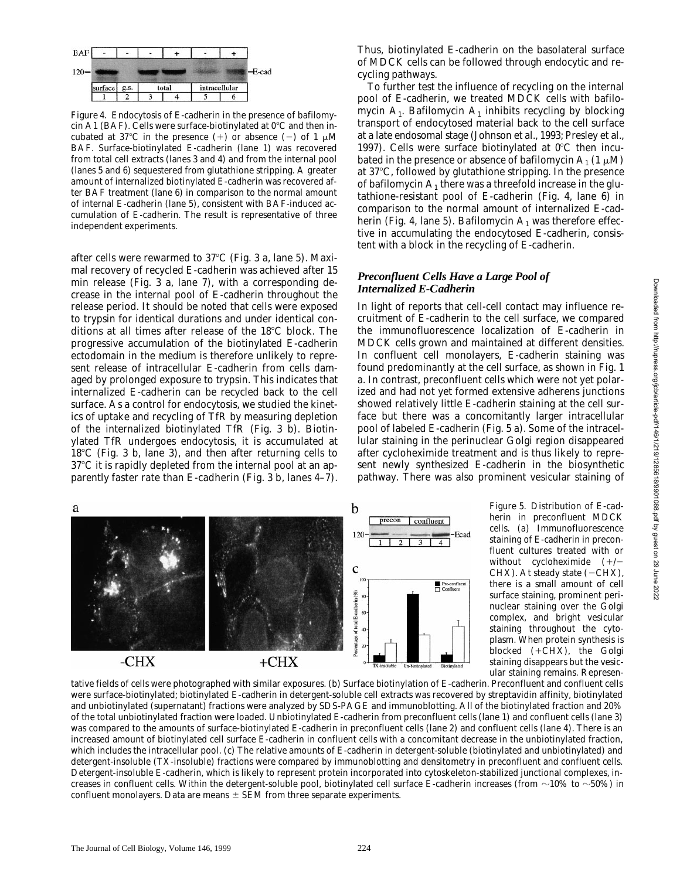Figure 4. Endocytosis of E-cadherin in the presence of bafilomycin A1 (BAF). Cells were surface-biotinylated at 0°C and then incubated at 37°C in the presence (+) or absence (−) of 1 μM BAF. Surface-biotinylated E-cadherin (lane 1) was recovered from total cell extracts (lanes 3 and 4) and from the internal pool (lanes 5 and 6) sequestered from glutathione stripping. A greater amount of internalized biotinylated E-cadherin was recovered after BAF treatment (lane 6) in comparison to the normal amount of internal E-cadherin (lane 5), consistent with BAF-induced accumulation of E-cadherin. The result is representative of three independent experiments.

after cells were rewarmed to 37°C (Fig. 3 a, lane 5). Maximal recovery of recycled E-cadherin was achieved after 15 min release (Fig. 3 a, lane 7), with a corresponding decrease in the internal pool of E-cadherin throughout the release period. It should be noted that cells were exposed to trypsin for identical durations and under identical conditions at all times after release of the 18°C block. The progressive accumulation of the biotinylated E-cadherin ectodomain in the medium is therefore unlikely to represent release of intracellular E-cadherin from cells damaged by prolonged exposure to trypsin. This indicates that internalized E-cadherin can be recycled back to the cell surface. As a control for endocytosis, we studied the kinetics of uptake and recycling of TfR by measuring depletion of the internalized biotinylated TfR (Fig. 3 b). Biotinylated TfR undergoes endocytosis, it is accumulated at 18°C (Fig. 3 b, lane 3), and then after returning cells to 37°C it is rapidly depleted from the internal pool at an apparently faster rate than E-cadherin (Fig. 3 b, lanes 4–7). Thus, biotinylated E-cadherin on the basolateral surface of MDCK cells can be followed through endocytic and recycling pathways.

To further test the influence of recycling on the internal pool of E-cadherin, we treated MDCK cells with bafilomycin $A_1$. Bafilomycin $A_1$ inhibits recycling by blocking transport of endocytosed material back to the cell surface at a late endosomal stage (Johnson et al., 1993; Presley et al., 1997). Cells were surface biotinylated at 0°C then incubated in the presence or absence of bafilomycin $A_1$ (1 μM) at 37°C, followed by glutathione stripping. In the presence of bafilomycin $A_1$ there was a threefold increase in the glutathione-resistant pool of E-cadherin (Fig. 4, lane 6) in comparison to the normal amount of internalized E-cadherin (Fig. 4, lane 5). Bafilomycin $A_1$ was therefore effective in accumulating the endocytosed E-cadherin, consistent with a block in the recycling of E-cadherin.

### *Preconfluent Cells Have a Large Pool of Internalized E-Cadherin*

In light of reports that cell-cell contact may influence recruitment of E-cadherin to the cell surface, we compared the immunofluorescence localization of E-cadherin in MDCK cells grown and maintained at different densities. In confluent cell monolayers, E-cadherin staining was found predominantly at the cell surface, as shown in Fig. 1 a. In contrast, preconfluent cells which were not yet polarized and had not yet formed extensive adherens junctions showed relatively little E-cadherin staining at the cell surface but there was a concomitantly larger intracellular pool of labeled E-cadherin (Fig. 5 a). Some of the intracellular staining in the perinuclear Golgi region disappeared after cycloheximide treatment and is thus likely to represent newly synthesized E-cadherin in the biosynthetic pathway. There was also prominent vesicular staining of

Figure 5. Distribution of E-cadherin in preconfluent MDCK cells. (a) Immunofluorescence staining of E-cadherin in preconfluent cultures treated with or without cycloheximide (+/− CHX). At steady state (−CHX), there is a small amount of cell surface staining, prominent perinuclear staining over the Golgi complex, and bright vesicular staining throughout the cytoplasm. When protein synthesis is blocked (+CHX), the Golgi staining disappears but the vesicular staining remains. Representative fields of cells were photographed with similar exposures. (b) Surface biotinylation of E-cadherin. Preconfluent and confluent cells were surface-biotinylated; biotinylated E-cadherin in detergent-soluble cell extracts was recovered by streptavidin affinity, biotinylated and unbiotinylated (supernatant) fractions were analyzed by SDS-PAGE and immunoblotting. All of the biotinylated fraction and 20% of the total unbiotinylated fraction were loaded. Unbiotinylated E-cadherin from preconfluent cells (lane 1) and confluent cells (lane 3) was compared to the amounts of surface-biotinylated E-cadherin in preconfluent cells (lane 2) and confluent cells (lane 4). There is an increased amount of biotinylated cell surface E-cadherin in confluent cells with a concomitant decrease in the unbiotinylated fraction, which includes the intracellular pool. (c) The relative amounts of E-cadherin in detergent-soluble (biotinylated and unbiotinylated) and detergent-insoluble (TX-insoluble) fractions were compared by immunoblotting and densitometry in preconfluent and confluent cells. Detergent-insoluble E-cadherin, which is likely to represent protein incorporated into cytoskeleton-stabilized junctional complexes, increases in confluent cells. Within the detergent-soluble pool, biotinylated cell surface E-cadherin increases (from ~10% to ~50%) in confluent monolayers. Data are means ± SEM from three separate experiments.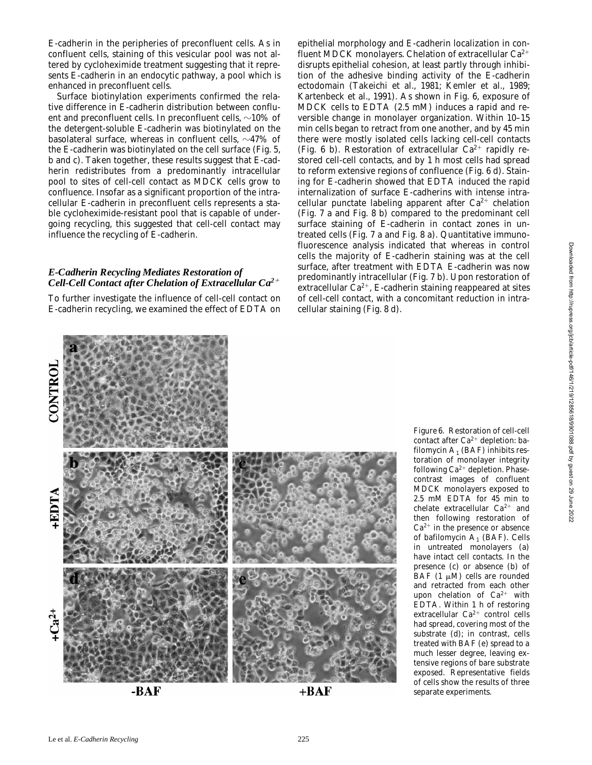E-cadherin in the peripheries of preconfluent cells. As in confluent cells, staining of this vesicular pool was not altered by cycloheximide treatment suggesting that it represents E-cadherin in an endocytic pathway, a pool which is enhanced in preconfluent cells.

Surface biotinylation experiments confirmed the relative difference in E-cadherin distribution between confluent and preconfluent cells. In preconfluent cells, ~10% of the detergent-soluble E-cadherin was biotinylated on the basolateral surface, whereas in confluent cells, ~47% of the E-cadherin was biotinylated on the cell surface (Fig. 5, b and c). Taken together, these results suggest that E-cadherin redistributes from a predominantly intracellular pool to sites of cell-cell contact as MDCK cells grow to confluence. Insofar as a significant proportion of the intracellular E-cadherin in preconfluent cells represents a stable cycloheximide-resistant pool that is capable of undergoing recycling, this suggested that cell-cell contact may influence the recycling of E-cadherin.

### *E-Cadherin Recycling Mediates Restoration of Cell-Cell Contact after Chelation of Extracellular $Ca^{2+}$*

To further investigate the influence of cell-cell contact on E-cadherin recycling, we examined the effect of EDTA on epithelial morphology and E-cadherin localization in confluent MDCK monolayers. Chelation of extracellular $Ca^{2+}$ disrupts epithelial cohesion, at least partly through inhibition of the adhesive binding activity of the E-cadherin ectodomain (Takeichi et al., 1981; Kemler et al., 1989; Kartenbeck et al., 1991). As shown in Fig. 6, exposure of MDCK cells to EDTA (2.5 mM) induces a rapid and reversible change in monolayer organization. Within 10–15 min cells began to retract from one another, and by 45 min there were mostly isolated cells lacking cell-cell contacts (Fig. 6 b). Restoration of extracellular $Ca^{2+}$ rapidly restored cell-cell contacts, and by 1 h most cells had spread to reform extensive regions of confluence (Fig. 6 d). Staining for E-cadherin showed that EDTA induced the rapid internalization of surface E-cadherins with intense intracellular punctate labeling apparent after $Ca^{2+}$ chelation (Fig. 7 a and Fig. 8 b) compared to the predominant cell surface staining of E-cadherin in contact zones in untreated cells (Fig. 7 a and Fig. 8 a). Quantitative immunofluorescence analysis indicated that whereas in control cells the majority of E-cadherin staining was at the cell surface, after treatment with EDTA E-cadherin was now predominantly intracellular (Fig. 7 b). Upon restoration of extracellular $Ca^{2+}$, E-cadherin staining reappeared at sites of cell-cell contact, with a concomitant reduction in intracellular staining (Fig. 8 d).

Figure 6. Restoration of cell-cell contact after $Ca^{2+}$ depletion: bafilomycin $A_1$ (BAF) inhibits restoration of monolayer integrity following $Ca^{2+}$ depletion. Phase-contrast images of confluent MDCK monolayers exposed to 2.5 mM EDTA for 45 min to chelate extracellular $Ca^{2+}$ and then following restoration of $Ca^{2+}$ in the presence or absence of bafilomycin $A_1$ (BAF). Cells in untreated monolayers (a) have intact cell contacts. In the presence (c) or absence (b) of BAF (1 μM) cells are rounded and retracted from each other upon chelation of $Ca^{2+}$ with EDTA. Within 1 h of restoring extracellular $Ca^{2+}$ control cells had spread, covering most of the substrate (d); in contrast, cells treated with BAF (e) spread to a much lesser degree, leaving extensive regions of bare substrate exposed. Representative fields of cells show the results of three separate experiments.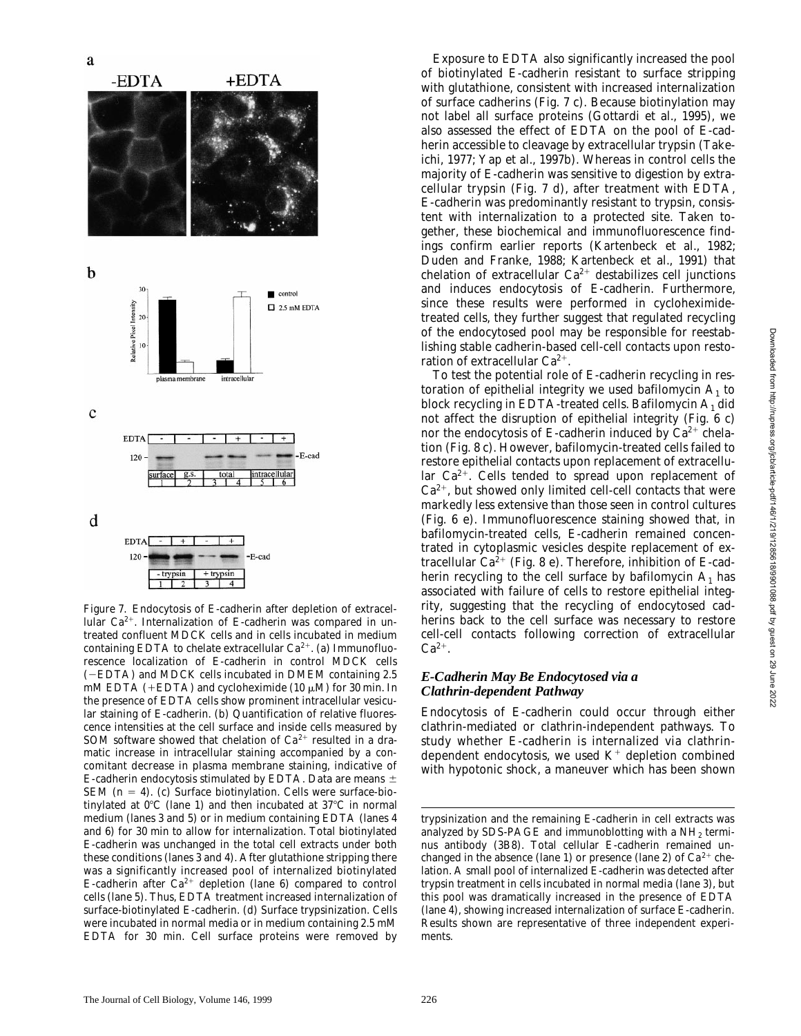Figure 7. Endocytosis of E-cadherin after depletion of extracellular $Ca^{2+}$. Internalization of E-cadherin was compared in untreated confluent MDCK cells and in cells incubated in medium containing EDTA to chelate extracellular $Ca^{2+}$. (a) Immunofluorescence localization of E-cadherin in control MDCK cells (−EDTA) and MDCK cells incubated in DMEM containing 2.5 mM EDTA (+EDTA) and cycloheximide (10 μM) for 30 min. In the presence of EDTA cells show prominent intracellular vesicular staining of E-cadherin. (b) Quantification of relative fluorescence intensities at the cell surface and inside cells measured by SOM software showed that chelation of $Ca^{2+}$ resulted in a dramatic increase in intracellular staining accompanied by a concomitant decrease in plasma membrane staining, indicative of E-cadherin endocytosis stimulated by EDTA. Data are means ± SEM ($n = 4$). (c) Surface biotinylation. Cells were surface-biotinylated at 0°C (lane 1) and then incubated at 37°C in normal medium (lanes 3 and 5) or in medium containing EDTA (lanes 4 and 6) for 30 min to allow for internalization. Total biotinylated E-cadherin was unchanged in the total cell extracts under both these conditions (lanes 3 and 4). After glutathione stripping there was a significantly increased pool of internalized biotinylated E-cadherin after $Ca^{2+}$ depletion (lane 6) compared to control cells (lane 5). Thus, EDTA treatment increased internalization of surface-biotinylated E-cadherin. (d) Surface trypsinization. Cells were incubated in normal media or in medium containing 2.5 mM EDTA for 30 min. Cell surface proteins were removed by trypsinization and the remaining E-cadherin in cell extracts was analyzed by SDS-PAGE and immunoblotting with a $NH_2$ terminus antibody (3B8). Total cellular E-cadherin remained unchanged in the absence (lane 1) or presence (lane 2) of $Ca^{2+}$ chelation. A small pool of internalized E-cadherin was detected after trypsin treatment in cells incubated in normal media (lane 3), but this pool was dramatically increased in the presence of EDTA (lane 4), showing increased internalization of surface E-cadherin. Results shown are representative of three independent experiments.

Exposure to EDTA also significantly increased the pool of biotinylated E-cadherin resistant to surface stripping with glutathione, consistent with increased internalization of surface cadherins (Fig. 7 c). Because biotinylation may not label all surface proteins (Gottardi et al., 1995), we also assessed the effect of EDTA on the pool of E-cadherin accessible to cleavage by extracellular trypsin (Takeichi, 1977; Yap et al., 1997b). Whereas in control cells the majority of E-cadherin was sensitive to digestion by extracellular trypsin (Fig. 7 d), after treatment with EDTA, E-cadherin was predominantly resistant to trypsin, consistent with internalization to a protected site. Taken together, these biochemical and immunofluorescence findings confirm earlier reports (Kartenbeck et al., 1982; Duden and Franke, 1988; Kartenbeck et al., 1991) that chelation of extracellular $Ca^{2+}$ destabilizes cell junctions and induces endocytosis of E-cadherin. Furthermore, since these results were performed in cycloheximide-treated cells, they further suggest that regulated recycling of the endocytosed pool may be responsible for reestablishing stable cadherin-based cell-cell contacts upon restoration of extracellular $Ca^{2+}$.

To test the potential role of E-cadherin recycling in restoration of epithelial integrity we used bafilomycin $A_1$ to block recycling in EDTA-treated cells. Bafilomycin $A_1$ did not affect the disruption of epithelial integrity (Fig. 6 c) nor the endocytosis of E-cadherin induced by $Ca^{2+}$ chelation (Fig. 8 c). However, bafilomycin-treated cells failed to restore epithelial contacts upon replacement of extracellular $Ca^{2+}$. Cells tended to spread upon replacement of $Ca^{2+}$, but showed only limited cell-cell contacts that were markedly less extensive than those seen in control cultures (Fig. 6 e). Immunofluorescence staining showed that, in bafilomycin-treated cells, E-cadherin remained concentrated in cytoplasmic vesicles despite replacement of extracellular $Ca^{2+}$ (Fig. 8 e). Therefore, inhibition of E-cadherin recycling to the cell surface by bafilomycin $A_1$ has associated with failure of cells to restore epithelial integrity, suggesting that the recycling of endocytosed cadherins back to the cell surface was necessary to restore cell-cell contacts following correction of extracellular $Ca^{2+}$.

### *E-Cadherin May Be Endocytosed via a Clathrin-dependent Pathway*

Endocytosis of E-cadherin could occur through either clathrin-mediated or clathrin-independent pathways. To study whether E-cadherin is internalized via clathrin-dependent endocytosis, we used $K^+$ depletion combined with hypotonic shock, a maneuver which has been shown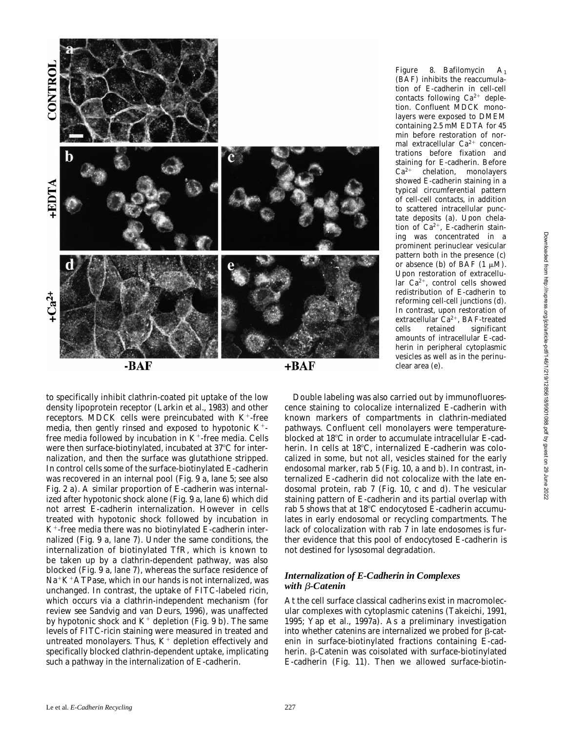Figure 8. Bafilomycin $A_1$ (BAF) inhibits the reaccumulation of E-cadherin in cell-cell contacts following $Ca^{2+}$ depletion. Confluent MDCK monolayers were exposed to DMEM containing 2.5 mM EDTA for 45 min before restoration of normal extracellular $Ca^{2+}$ concentrations before fixation and staining for E-cadherin. Before $Ca^{2+}$ chelation, monolayers showed E-cadherin staining in a typical circumferential pattern of cell-cell contacts, in addition to scattered intracellular punctate deposits (a). Upon chelation of $Ca^{2+}$, E-cadherin staining was concentrated in a prominent perinuclear vesicular pattern both in the presence (c) or absence (b) of BAF (1 μM). Upon restoration of extracellular $Ca^{2+}$, control cells showed redistribution of E-cadherin to reforming cell-cell junctions (d). In contrast, upon restoration of extracellular $Ca^{2+}$, BAF-treated cells retained significant amounts of intracellular E-cadherin in peripheral cytoplasmic vesicles as well as in the perinuclear area (e).

to specifically inhibit clathrin-coated pit uptake of the low density lipoprotein receptor (Larkin et al., 1983) and other receptors. MDCK cells were preincubated with $K^+$-free media, then gently rinsed and exposed to hypotonic $K^+$-free media followed by incubation in $K^+$-free media. Cells were then surface-biotinylated, incubated at 37°C for internalization, and then the surface was glutathione stripped. In control cells some of the surface-biotinylated E-cadherin was recovered in an internal pool (Fig. 9 a, lane 5; see also Fig. 2 a). A similar proportion of E-cadherin was internalized after hypotonic shock alone (Fig. 9 a, lane 6) which did not arrest E-cadherin internalization. However in cells treated with hypotonic shock followed by incubation in $K^+$-free media there was no biotinylated E-cadherin internalized (Fig. 9 a, lane 7). Under the same conditions, the internalization of biotinylated TfR, which is known to be taken up by a clathrin-dependent pathway, was also blocked (Fig. 9 a, lane 7), whereas the surface residence of $Na^+K^+$ATPase, which in our hands is not internalized, was unchanged. In contrast, the uptake of FITC-labeled ricin, which occurs via a clathrin-independent mechanism (for review see Sandvig and van Deurs, 1996), was unaffected by hypotonic shock and $K^+$ depletion (Fig. 9 b). The same levels of FITC-ricin staining were measured in treated and untreated monolayers. Thus, $K^+$ depletion effectively and specifically blocked clathrin-dependent uptake, implicating such a pathway in the internalization of E-cadherin.

Double labeling was also carried out by immunofluorescence staining to colocalize internalized E-cadherin with known markers of compartments in clathrin-mediated pathways. Confluent cell monolayers were temperature-blocked at 18°C in order to accumulate intracellular E-cadherin. In cells at 18°C, internalized E-cadherin was colocalized in some, but not all, vesicles stained for the early endosomal marker, rab 5 (Fig. 10, a and b). In contrast, internalized E-cadherin did not colocalize with the late endosomal protein, rab 7 (Fig. 10, c and d). The vesicular staining pattern of E-cadherin and its partial overlap with rab 5 shows that at 18°C endocytosed E-cadherin accumulates in early endosomal or recycling compartments. The lack of colocalization with rab 7 in late endosomes is further evidence that this pool of endocytosed E-cadherin is not destined for lysosomal degradation.

### *Internalization of E-Cadherin in Complexes with β-Catenin*

At the cell surface classical cadherins exist in macromolecular complexes with cytoplasmic catenins (Takeichi, 1991, 1995; Yap et al., 1997a). As a preliminary investigation into whether catenins are internalized we probed for β-catenin in surface-biotinylated fractions containing E-cadherin. β-Catenin was coisolated with surface-biotinylated E-cadherin (Fig. 11). Then we allowed surface-biotin-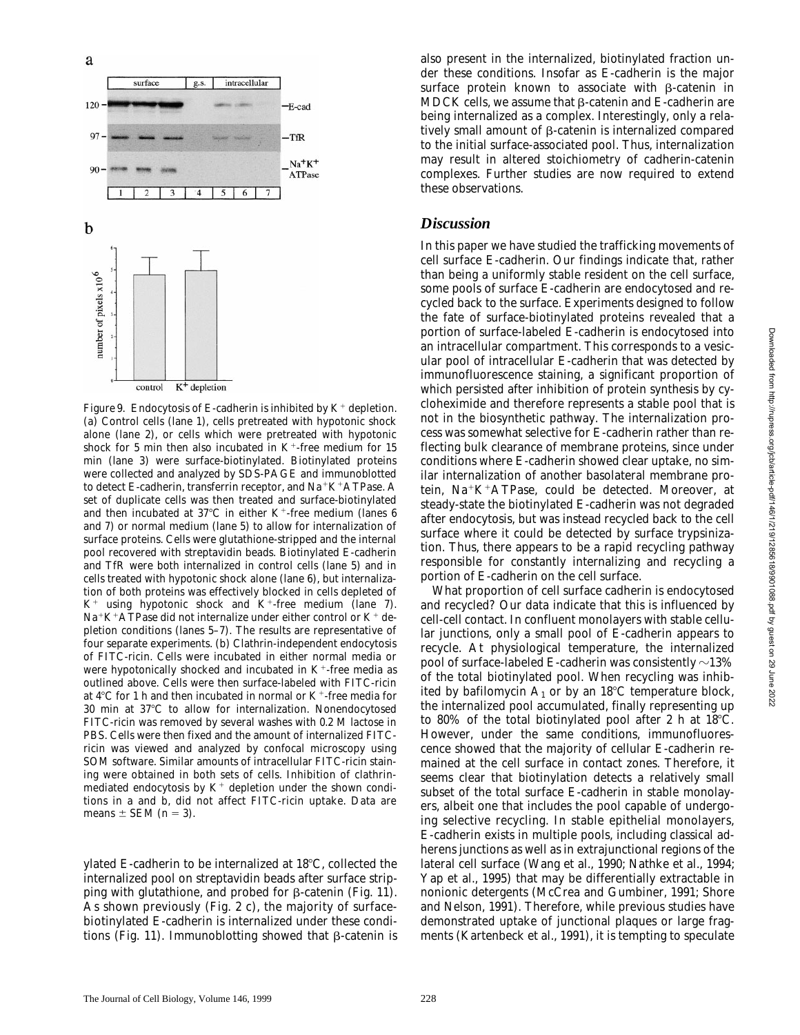Figure 9. Endocytosis of E-cadherin is inhibited by $K^+$ depletion. (a) Control cells (lane 1), cells pretreated with hypotonic shock alone (lane 2), or cells which were pretreated with hypotonic shock for 5 min then also incubated in $K^+$-free medium for 15 min (lane 3) were surface-biotinylated. Biotinylated proteins were collected and analyzed by SDS-PAGE and immunoblotted to detect E-cadherin, transferrin receptor, and $Na^+K^+$ATPase. A set of duplicate cells was then treated and surface-biotinylated and then incubated at 37°C in either $K^+$-free medium (lanes 6 and 7) or normal medium (lane 5) to allow for internalization of surface proteins. Cells were glutathione-stripped and the internal pool recovered with streptavidin beads. Biotinylated E-cadherin and TfR were both internalized in control cells (lane 5) and in cells treated with hypotonic shock alone (lane 6), but internalization of both proteins was effectively blocked in cells depleted of $K^+$ using hypotonic shock and $K^+$-free medium (lane 7). $Na^+K^+$ATPase did not internalize under either control or $K^+$ depletion conditions (lanes 5–7). The results are representative of four separate experiments. (b) Clathrin-independent endocytosis of FITC-ricin. Cells were incubated in either normal media or were hypotonically shocked and incubated in $K^+$-free media as outlined above. Cells were then surface-labeled with FITC-ricin at 4°C for 1 h and then incubated in normal or $K^+$-free media for 30 min at 37°C to allow for internalization. Nonendocytosed FITC-ricin was removed by several washes with 0.2 M lactose in PBS. Cells were then fixed and the amount of internalized FITC-ricin was viewed and analyzed by confocal microscopy using SOM software. Similar amounts of intracellular FITC-ricin staining were obtained in both sets of cells. Inhibition of clathrin-mediated endocytosis by $K^+$ depletion under the shown conditions in a and b, did not affect FITC-ricin uptake. Data are means ± SEM (n = 3).

ylated E-cadherin to be internalized at 18°C, collected the internalized pool on streptavidin beads after surface stripping with glutathione, and probed for β-catenin (Fig. 11). As shown previously (Fig. 2 c), the majority of surface-biotinylated E-cadherin is internalized under these conditions (Fig. 11). Immunoblotting showed that β-catenin is also present in the internalized, biotinylated fraction under these conditions. Insofar as E-cadherin is the major surface protein known to associate with β-catenin in MDCK cells, we assume that β-catenin and E-cadherin are being internalized as a complex. Interestingly, only a relatively small amount of β-catenin is internalized compared to the initial surface-associated pool. Thus, internalization may result in altered stoichiometry of cadherin-catenin complexes. Further studies are now required to extend these observations.

## Discussion

In this paper we have studied the trafficking movements of cell surface E-cadherin. Our findings indicate that, rather than being a uniformly stable resident on the cell surface, some pools of surface E-cadherin are endocytosed and recycled back to the surface. Experiments designed to follow the fate of surface-biotinylated proteins revealed that a portion of surface-labeled E-cadherin is endocytosed into an intracellular compartment. This corresponds to a vesicular pool of intracellular E-cadherin that was detected by immunofluorescence staining, a significant proportion of which persisted after inhibition of protein synthesis by cycloheximide and therefore represents a stable pool that is not in the biosynthetic pathway. The internalization process was somewhat selective for E-cadherin rather than reflecting bulk clearance of membrane proteins, since under conditions where E-cadherin showed clear uptake, no similar internalization of another basolateral membrane protein, $Na^+K^+$ATPase, could be detected. Moreover, at steady-state the biotinylated E-cadherin was not degraded after endocytosis, but was instead recycled back to the cell surface where it could be detected by surface trypsinization. Thus, there appears to be a rapid recycling pathway responsible for constantly internalizing and recycling a portion of E-cadherin on the cell surface.

What proportion of cell surface cadherin is endocytosed and recycled? Our data indicate that this is influenced by cell-cell contact. In confluent monolayers with stable cellular junctions, only a small pool of E-cadherin appears to recycle. At physiological temperature, the internalized pool of surface-labeled E-cadherin was consistently ~13% of the total biotinylated pool. When recycling was inhibited by bafilomycin $A_1$ or by an 18°C temperature block, the internalized pool accumulated, finally representing up to 80% of the total biotinylated pool after 2 h at 18°C. However, under the same conditions, immunofluorescence showed that the majority of cellular E-cadherin remained at the cell surface in contact zones. Therefore, it seems clear that biotinylation detects a relatively small subset of the total surface E-cadherin in stable monolayers, albeit one that includes the pool capable of undergoing selective recycling. In stable epithelial monolayers, E-cadherin exists in multiple pools, including classical adherens junctions as well as in extrajunctional regions of the lateral cell surface (Wang et al., 1990; Nathke et al., 1994; Yap et al., 1995) that may be differentially extractable in nonionic detergents (McCrea and Gumbiner, 1991; Shore and Nelson, 1991). Therefore, while previous studies have demonstrated uptake of junctional plaques or large fragments (Kartenbeck et al., 1991), it is tempting to speculate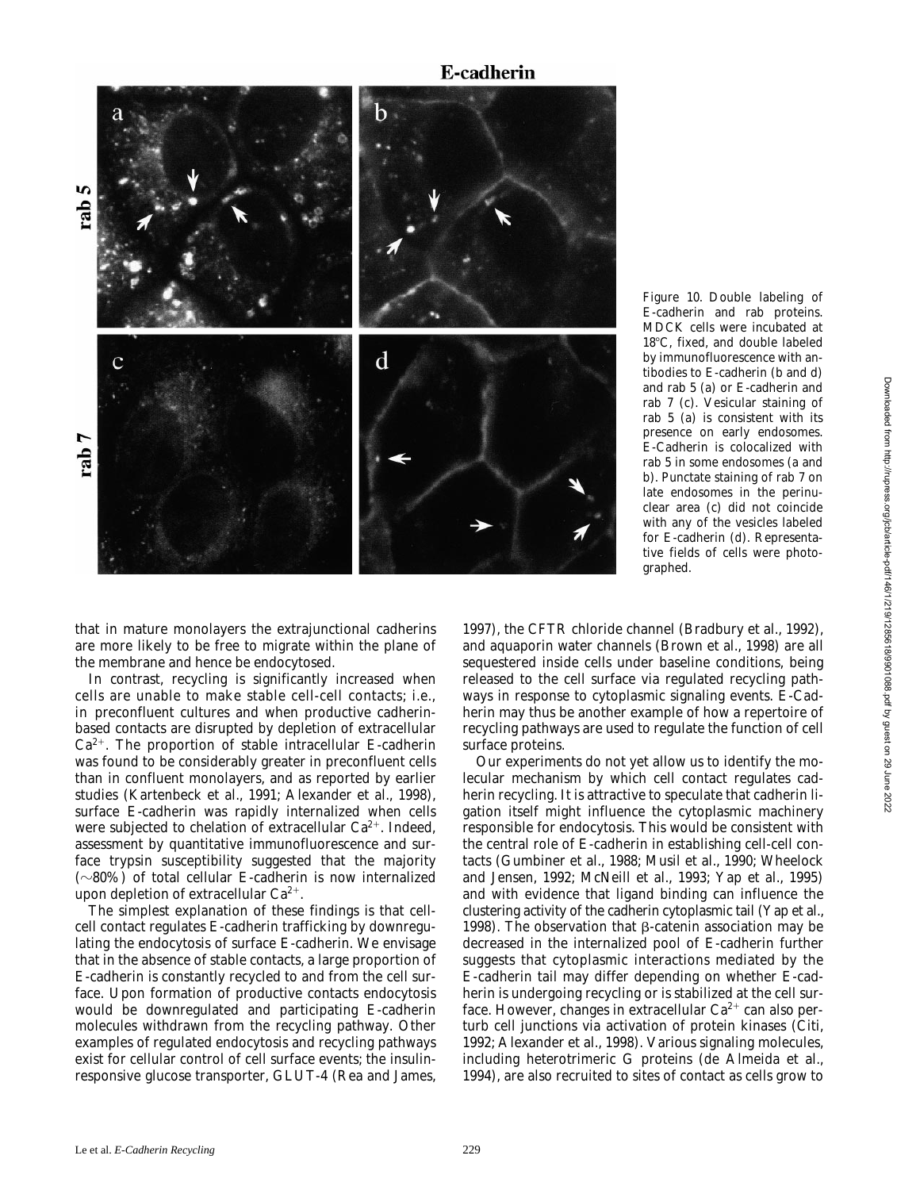Figure 10. Double labeling of E-cadherin and rab proteins. MDCK cells were incubated at 18°C, fixed, and double labeled by immunofluorescence with antibodies to E-cadherin (b and d) and rab 5 (a) or E-cadherin and rab 7 (c). Vesicular staining of rab 5 (a) is consistent with its presence on early endosomes. E-Cadherin is colocalized with rab 5 in some endosomes (a and b). Punctate staining of rab 7 on late endosomes in the perinuclear area (c) did not coincide with any of the vesicles labeled for E-cadherin (d). Representative fields of cells were photographed.

that in mature monolayers the extrajunctional cadherins are more likely to be free to migrate within the plane of the membrane and hence be endocytosed.

In contrast, recycling is significantly increased when cells are unable to make stable cell-cell contacts; i.e., in preconfluent cultures and when productive cadherin-based contacts are disrupted by depletion of extracellular $Ca^{2+}$. The proportion of stable intracellular E-cadherin was found to be considerably greater in preconfluent cells than in confluent monolayers, and as reported by earlier studies (Kartenbeck et al., 1991; Alexander et al., 1998), surface E-cadherin was rapidly internalized when cells were subjected to chelation of extracellular $Ca^{2+}$. Indeed, assessment by quantitative immunofluorescence and surface trypsin susceptibility suggested that the majority (~80%) of total cellular E-cadherin is now internalized upon depletion of extracellular $Ca^{2+}$.

The simplest explanation of these findings is that cell-cell contact regulates E-cadherin trafficking by downregulating the endocytosis of surface E-cadherin. We envisage that in the absence of stable contacts, a large proportion of E-cadherin is constantly recycled to and from the cell surface. Upon formation of productive contacts endocytosis would be downregulated and participating E-cadherin molecules withdrawn from the recycling pathway. Other examples of regulated endocytosis and recycling pathways exist for cellular control of cell surface events; the insulin-responsive glucose transporter, GLUT-4 (Rea and James, 1997), the CFTR chloride channel (Bradbury et al., 1992), and aquaporin water channels (Brown et al., 1998) are all sequestered inside cells under baseline conditions, being released to the cell surface via regulated recycling pathways in response to cytoplasmic signaling events. E-Cadherin may thus be another example of how a repertoire of recycling pathways are used to regulate the function of cell surface proteins.

Our experiments do not yet allow us to identify the molecular mechanism by which cell contact regulates cadherin recycling. It is attractive to speculate that cadherin ligation itself might influence the cytoplasmic machinery responsible for endocytosis. This would be consistent with the central role of E-cadherin in establishing cell-cell contacts (Gumbiner et al., 1988; Musil et al., 1990; Wheelock and Jensen, 1992; McNeill et al., 1993; Yap et al., 1995) and with evidence that ligand binding can influence the clustering activity of the cadherin cytoplasmic tail (Yap et al., 1998). The observation that β-catenin association may be decreased in the internalized pool of E-cadherin further suggests that cytoplasmic interactions mediated by the E-cadherin tail may differ depending on whether E-cadherin is undergoing recycling or is stabilized at the cell surface. However, changes in extracellular $Ca^{2+}$ can also perturb cell junctions via activation of protein kinases (Citi, 1992; Alexander et al., 1998). Various signaling molecules, including heterotrimeric G proteins (de Almeida et al., 1994), are also recruited to sites of contact as cells grow to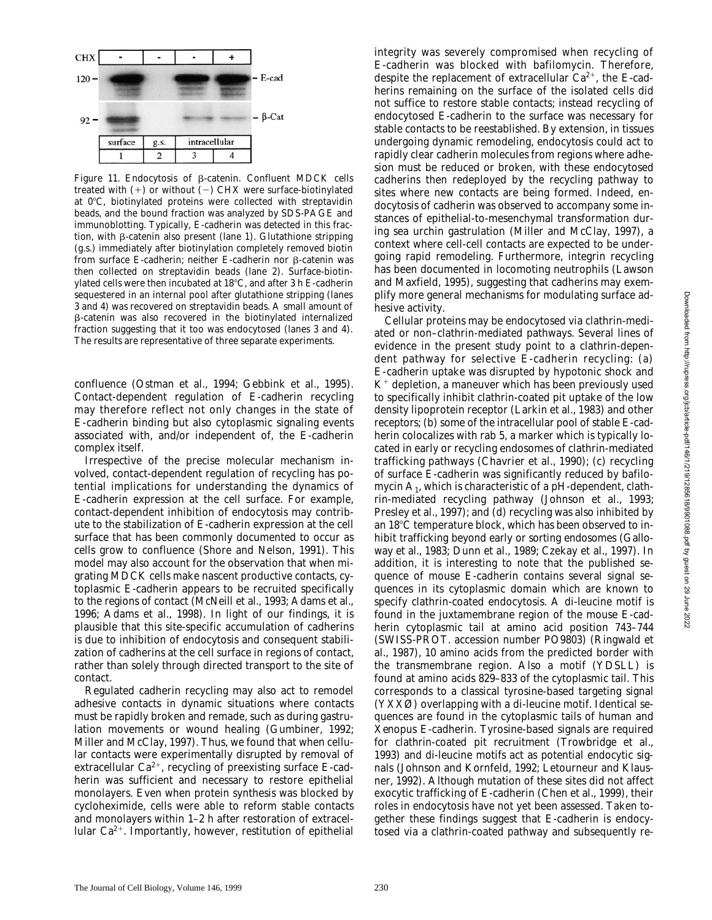Figure 11. Endocytosis of β-catenin. Confluent MDCK cells treated with (+) or without (−) CHX were surface-biotinylated at 0°C, biotinylated proteins were collected with streptavidin beads, and the bound fraction was analyzed by SDS-PAGE and immunoblotting. Typically, E-cadherin was detected in this fraction, with β-catenin also present (lane 1). Glutathione stripping (g.s.) immediately after biotinylation completely removed biotin from surface E-cadherin; neither E-cadherin nor β-catenin was then collected on streptavidin beads (lane 2). Surface-biotinylated cells were then incubated at 18°C, and after 3 h E-cadherin sequestered in an internal pool after glutathione stripping (lanes 3 and 4) was recovered on streptavidin beads. A small amount of β-catenin was also recovered in the biotinylated internalized fraction suggesting that it too was endocytosed (lanes 3 and 4). The results are representative of three separate experiments.

confluence (Ostman et al., 1994; Gebbink et al., 1995). Contact-dependent regulation of E-cadherin recycling may therefore reflect not only changes in the state of E-cadherin binding but also cytoplasmic signaling events associated with, and/or independent of, the E-cadherin complex itself.

Irrespective of the precise molecular mechanism involved, contact-dependent regulation of recycling has potential implications for understanding the dynamics of E-cadherin expression at the cell surface. For example, contact-dependent inhibition of endocytosis may contribute to the stabilization of E-cadherin expression at the cell surface that has been commonly documented to occur as cells grow to confluence (Shore and Nelson, 1991). This model may also account for the observation that when migrating MDCK cells make nascent productive contacts, cytoplasmic E-cadherin appears to be recruited specifically to the regions of contact (McNeill et al., 1993; Adams et al., 1996; Adams et al., 1998). In light of our findings, it is plausible that this site-specific accumulation of cadherins is due to inhibition of endocytosis and consequent stabilization of cadherins at the cell surface in regions of contact, rather than solely through directed transport to the site of contact.

Regulated cadherin recycling may also act to remodel adhesive contacts in dynamic situations where contacts must be rapidly broken and remade, such as during gastrulation movements or wound healing (Gumbiner, 1992; Miller and McClay, 1997). Thus, we found that when cellular contacts were experimentally disrupted by removal of extracellular $Ca^{2+}$, recycling of preexisting surface E-cadherin was sufficient and necessary to restore epithelial monolayers. Even when protein synthesis was blocked by cycloheximide, cells were able to reform stable contacts and monolayers within 1–2 h after restoration of extracellular $Ca^{2+}$. Importantly, however, restitution of epithelial integrity was severely compromised when recycling of E-cadherin was blocked with bafilomycin. Therefore, despite the replacement of extracellular $Ca^{2+}$, the E-cadherins remaining on the surface of the isolated cells did not suffice to restore stable contacts; instead recycling of endocytosed E-cadherin to the surface was necessary for stable contacts to be reestablished. By extension, in tissues undergoing dynamic remodeling, endocytosis could act to rapidly clear cadherin molecules from regions where adhesion must be reduced or broken, with these endocytosed cadherins then redeployed by the recycling pathway to sites where new contacts are being formed. Indeed, endocytosis of cadherin was observed to accompany some instances of epithelial-to-mesenchymal transformation during sea urchin gastrulation (Miller and McClay, 1997), a context where cell-cell contacts are expected to be undergoing rapid remodeling. Furthermore, integrin recycling has been documented in locomoting neutrophils (Lawson and Maxfield, 1995), suggesting that cadherins may exemplify more general mechanisms for modulating surface adhesive activity.

Cellular proteins may be endocytosed via clathrin-mediated or non–clathrin-mediated pathways. Several lines of evidence in the present study point to a clathrin-dependent pathway for selective E-cadherin recycling: (a) E-cadherin uptake was disrupted by hypotonic shock and $K^+$ depletion, a maneuver which has been previously used to specifically inhibit clathrin-coated pit uptake of the low density lipoprotein receptor (Larkin et al., 1983) and other receptors; (b) some of the intracellular pool of stable E-cadherin colocalizes with rab 5, a marker which is typically located in early or recycling endosomes of clathrin-mediated trafficking pathways (Chavrier et al., 1990); (c) recycling of surface E-cadherin was significantly reduced by bafilomycin $A_1$, which is characteristic of a pH-dependent, clathrin-mediated recycling pathway (Johnson et al., 1993; Presley et al., 1997); and (d) recycling was also inhibited by an 18°C temperature block, which has been observed to inhibit trafficking beyond early or sorting endosomes (Galloway et al., 1983; Dunn et al., 1989; Czekay et al., 1997). In addition, it is interesting to note that the published sequence of mouse E-cadherin contains several signal sequences in its cytoplasmic domain which are known to specify clathrin-coated endocytosis. A di-leucine motif is found in the juxtamembrane region of the mouse E-cadherin cytoplasmic tail at amino acid position 743–744 (SWISS-PROT. accession number PO9803) (Ringwald et al., 1987), 10 amino acids from the predicted border with the transmembrane region. Also a motif (YDSLL) is found at amino acids 829–833 of the cytoplasmic tail. This corresponds to a classical tyrosine-based targeting signal (YXXØ) overlapping with a di-leucine motif. Identical sequences are found in the cytoplasmic tails of human and Xenopus E-cadherin. Tyrosine-based signals are required for clathrin-coated pit recruitment (Trowbridge et al., 1993) and di-leucine motifs act as potential endocytic signals (Johnson and Kornfeld, 1992; Letourneur and Klausner, 1992). Although mutation of these sites did not affect exocytic trafficking of E-cadherin (Chen et al., 1999), their roles in endocytosis have not yet been assessed. Taken together these findings suggest that E-cadherin is endocytosed via a clathrin-coated pathway and subsequently re-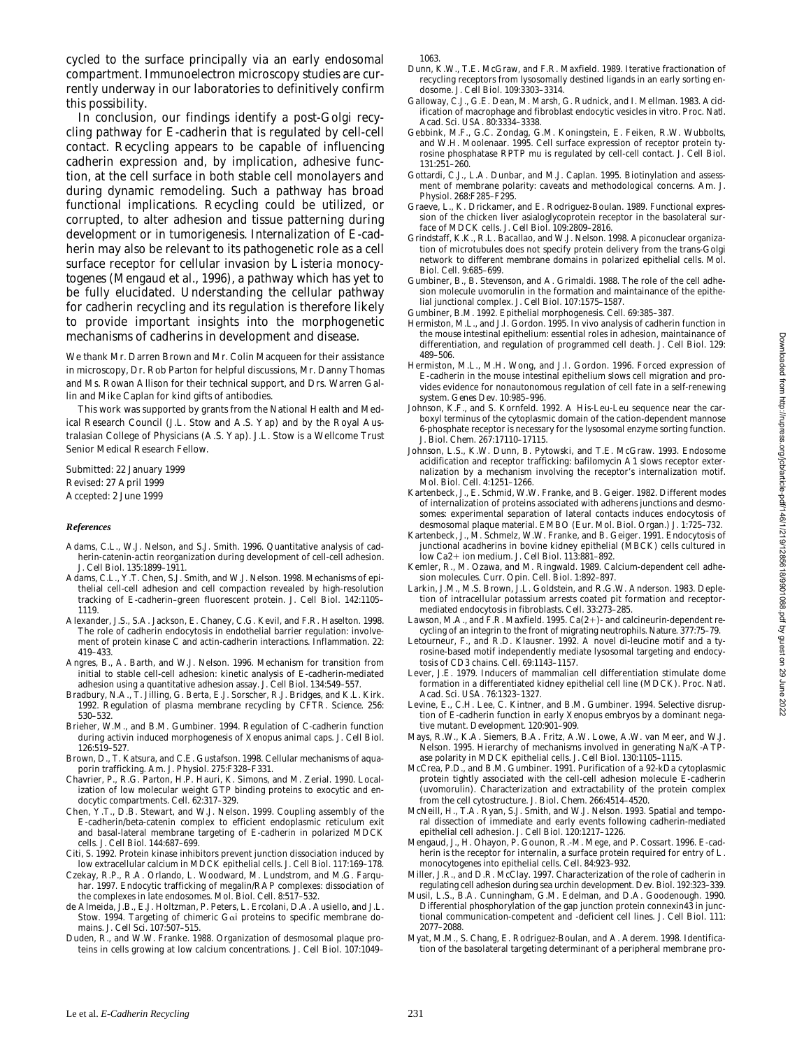cycled to the surface principally via an early endosomal compartment. Immunoelectron microscopy studies are currently underway in our laboratories to definitively confirm this possibility.

In conclusion, our findings identify a post-Golgi recycling pathway for E-cadherin that is regulated by cell-cell contact. Recycling appears to be capable of influencing cadherin expression and, by implication, adhesive function, at the cell surface in both stable cell monolayers and during dynamic remodeling. Such a pathway has broad functional implications. Recycling could be utilized, or corrupted, to alter adhesion and tissue patterning during development or in tumorigenesis. Internalization of E-cadherin may also be relevant to its pathogenetic role as a cell surface receptor for cellular invasion by *Listeria monocytogenes* (Mengaud et al., 1996), a pathway which has yet to be fully elucidated. Understanding the cellular pathway for cadherin recycling and its regulation is therefore likely to provide important insights into the morphogenetic mechanisms of cadherins in development and disease.

We thank Mr. Darren Brown and Mr. Colin Macqueen for their assistance in microscopy, Dr. Rob Parton for helpful discussions, Mr. Danny Thomas and Ms. Rowan Allison for their technical support, and Drs. Warren Gallin and Mike Caplan for kind gifts of antibodies.

This work was supported by grants from the National Health and Medical Research Council (J.L. Stow and A.S. Yap) and by the Royal Australasian College of Physicians (A.S. Yap). J.L. Stow is a Wellcome Trust Senior Medical Research Fellow.

Submitted: 22 January 1999
Revised: 27 April 1999
Accepted: 2 June 1999

### *References*

Adams, C.L., W.J. Nelson, and S.J. Smith. 1996. Quantitative analysis of cadherin-catenin-actin reorganization during development of cell-cell adhesion. J. Cell Biol. 135:1899–1911.

Adams, C.L., Y.T. Chen, S.J. Smith, and W.J. Nelson. 1998. Mechanisms of epithelial cell-cell adhesion and cell compaction revealed by high-resolution tracking of E-cadherin–green fluorescent protein. J. Cell Biol. 142:1105–1119.

Alexander, J.S., S.A. Jackson, E. Chaney, C.G. Kevil, and F.R. Haselton. 1998. The role of cadherin endocytosis in endothelial barrier regulation: involvement of protein kinase C and actin-cadherin interactions. Inflammation. 22:419–433.

Angres, B., A. Barth, and W.J. Nelson. 1996. Mechanism for transition from initial to stable cell-cell adhesion: kinetic analysis of E-cadherin-mediated adhesion using a quantitative adhesion assay. J. Cell Biol. 134:549–557.

Bradbury, N.A., T. Jilling, G. Berta, E.J. Sorscher, R.J. Bridges, and K.L. Kirk. 1992. Regulation of plasma membrane recycling by CFTR. Science. 256:530–532.

Brieher, W.M., and B.M. Gumbiner. 1994. Regulation of C-cadherin function during activin induced morphogenesis of Xenopus animal caps. J. Cell Biol. 126:519–527.

Brown, D., T. Katsura, and C.E. Gustafson. 1998. Cellular mechanisms of aquaporin trafficking. Am. J. Physiol. 275:F328–F331.

Chavrier, P., R.G. Parton, H.P. Hauri, K. Simons, and M. Zerial. 1990. Localization of low molecular weight GTP binding proteins to exocytic and endocytic compartments. Cell. 62:317–329.

Chen, Y.T., D.B. Stewart, and W.J. Nelson. 1999. Coupling assembly of the E-cadherin/beta-catenin complex to efficient endoplasmic reticulum exit and basal-lateral membrane targeting of E-cadherin in polarized MDCK cells. J. Cell Biol. 144:687–699.

Citi, S. 1992. Protein kinase inhibitors prevent junction dissociation induced by low extracellular calcium in MDCK epithelial cells. J. Cell Biol. 117:169–178.

Czekay, R.P., R.A. Orlando, L. Woodward, M. Lundstrom, and M.G. Farquhar. 1997. Endocytic trafficking of megalin/RAP complexes: dissociation of the complexes in late endosomes. Mol. Biol. Cell. 8:517–532.

de Almeida, J.B., E.J. Holtzman, P. Peters, L. Ercolani, D.A. Ausiello, and J.L. Stow. 1994. Targeting of chimeric G$\alpha$i proteins to specific membrane domains. J. Cell Sci. 107:507–515.

Duden, R., and W.W. Franke. 1988. Organization of desmosomal plaque proteins in cells growing at low calcium concentrations. J. Cell Biol. 107:1049–1063.

Dunn, K.W., T.E. McGraw, and F.R. Maxfield. 1989. Iterative fractionation of recycling receptors from lysosomally destined ligands in an early sorting endosome. J. Cell Biol. 109:3303–3314.

Galloway, C.J., G.E. Dean, M. Marsh, G. Rudnick, and I. Mellman. 1983. Acidification of macrophage and fibroblast endocytic vesicles in vitro. Proc. Natl. Acad. Sci. USA. 80:3334–3338.

Gebbink, M.F., G.C. Zondag, G.M. Koningstein, E. Feiken, R.W. Wubbolts, and W.H. Moolenaar. 1995. Cell surface expression of receptor protein tyrosine phosphatase RPTP mu is regulated by cell-cell contact. J. Cell Biol. 131:251–260.

Gottardi, C.J., L.A. Dunbar, and M.J. Caplan. 1995. Biotinylation and assessment of membrane polarity: caveats and methodological concerns. Am. J. Physiol. 268:F285–F295.

Graeve, L., K. Drickamer, and E. Rodriguez-Boulan. 1989. Functional expression of the chicken liver asialoglycoprotein receptor in the basolateral surface of MDCK cells. J. Cell Biol. 109:2809–2816.

Grindstaff, K.K., R.L. Bacallao, and W.J. Nelson. 1998. Apiconuclear organization of microtubules does not specify protein delivery from the trans-Golgi network to different membrane domains in polarized epithelial cells. Mol. Biol. Cell. 9:685–699.

Gumbiner, B., B. Stevenson, and A. Grimaldi. 1988. The role of the cell adhesion molecule uvomorulin in the formation and maintainance of the epithelial junctional complex. J. Cell Biol. 107:1575–1587.

Gumbiner, B.M. 1992. Epithelial morphogenesis. Cell. 69:385–387.

Hermiston, M.L., and J.I. Gordon. 1995. In vivo analysis of cadherin function in the mouse intestinal epithelium: essential roles in adhesion, maintainance of differentiation, and regulation of programmed cell death. J. Cell Biol. 129:489–506.

Hermiston, M.L., M.H. Wong, and J.I. Gordon. 1996. Forced expression of E-cadherin in the mouse intestinal epithelium slows cell migration and provides evidence for nonautonomous regulation of cell fate in a self-renewing system. Genes Dev. 10:985–996.

Johnson, K.F., and S. Kornfeld. 1992. A His-Leu-Leu sequence near the carboxyl terminus of the cytoplasmic domain of the cation-dependent mannose 6-phosphate receptor is necessary for the lysosomal enzyme sorting function. J. Biol. Chem. 267:17110–17115.

Johnson, L.S., K.W. Dunn, B. Pytowski, and T.E. McGraw. 1993. Endosome acidification and receptor trafficking: bafilomycin A1 slows receptor externalization by a mechanism involving the receptor's internalization motif. Mol. Biol. Cell. 4:1251–1266.

Kartenbeck, J., E. Schmid, W.W. Franke, and B. Geiger. 1982. Different modes of internalization of proteins associated with adherens junctions and desmosomes: experimental separation of lateral contacts induces endocytosis of desmosomal plaque material. EMBO (Eur. Mol. Biol. Organ.) J. 1:725–732.

Kartenbeck, J., M. Schmelz, W.W. Franke, and B. Geiger. 1991. Endocytosis of junctional acadherins in bovine kidney epithelial (MBCK) cells cultured in low Ca2+ ion medium. J. Cell Biol. 113:881–892.

Kemler, R., M. Ozawa, and M. Ringwald. 1989. Calcium-dependent cell adhesion molecules. Curr. Opin. Cell. Biol. 1:892–897.

Larkin, J.M., M.S. Brown, J.L. Goldstein, and R.G.W. Anderson. 1983. Depletion of intracellular potassium arrests coated pit formation and receptor-mediated endocytosis in fibroblasts. Cell. 33:273–285.

Lawson, M.A., and F.R. Maxfield. 1995. Ca(2+)- and calcineurin-dependent recycling of an integrin to the front of migrating neutrophils. Nature. 377:75–79.

Letourneur, F., and R.D. Klausner. 1992. A novel di-leucine motif and a tyrosine-based motif independently mediate lysosomal targeting and endocytosis of CD3 chains. Cell. 69:1143–1157.

Lever, J.E. 1979. Inducers of mammalian cell differentiation stimulate dome formation in a differentiated kidney epithelial cell line (MDCK). Proc. Natl. Acad. Sci. USA. 76:1323–1327.

Levine, E., C.H. Lee, C. Kintner, and B.M. Gumbiner. 1994. Selective disruption of E-cadherin function in early Xenopus embryos by a dominant negative mutant. Development. 120:901–909.

Mays, R.W., K.A. Siemers, B.A. Fritz, A.W. Lowe, A.W. van Meer, and W.J. Nelson. 1995. Hierarchy of mechanisms involved in generating Na/K-ATPase polarity in MDCK epithelial cells. J. Cell Biol. 130:1105–1115.

McCrea, P.D., and B.M. Gumbiner. 1991. Purification of a 92-kDa cytoplasmic protein tightly associated with the cell-cell adhesion molecule E-cadherin (uvomorulin). Characterization and extractability of the protein complex from the cell cytostructure. J. Biol. Chem. 266:4514–4520.

McNeill, H., T.A. Ryan, S.J. Smith, and W.J. Nelson. 1993. Spatial and temporal dissection of immediate and early events following cadherin-mediated epithelial cell adhesion. J. Cell Biol. 120:1217–1226.

Mengaud, J., H. Ohayon, P. Gounon, R.-M. Mege, and P. Cossart. 1996. E-cadherin is the receptor for internalin, a surface protein required for entry of L. monocytogenes into epithelial cells. Cell. 84:923–932.

Miller, J.R., and D.R. McClay. 1997. Characterization of the role of cadherin in regulating cell adhesion during sea urchin development. Dev. Biol. 192:323–339.

Musil, L.S., B.A. Cunningham, G.M. Edelman, and D.A. Goodenough. 1990. Differential phosphorylation of the gap junction protein connexin43 in junctional communication-competent and -deficient cell lines. J. Cell Biol. 111:2077–2088.

Myat, M.M., S. Chang, E. Rodriguez-Boulan, and A. Aderem. 1998. Identification of the basolateral targeting determinant of a peripheral membrane pro-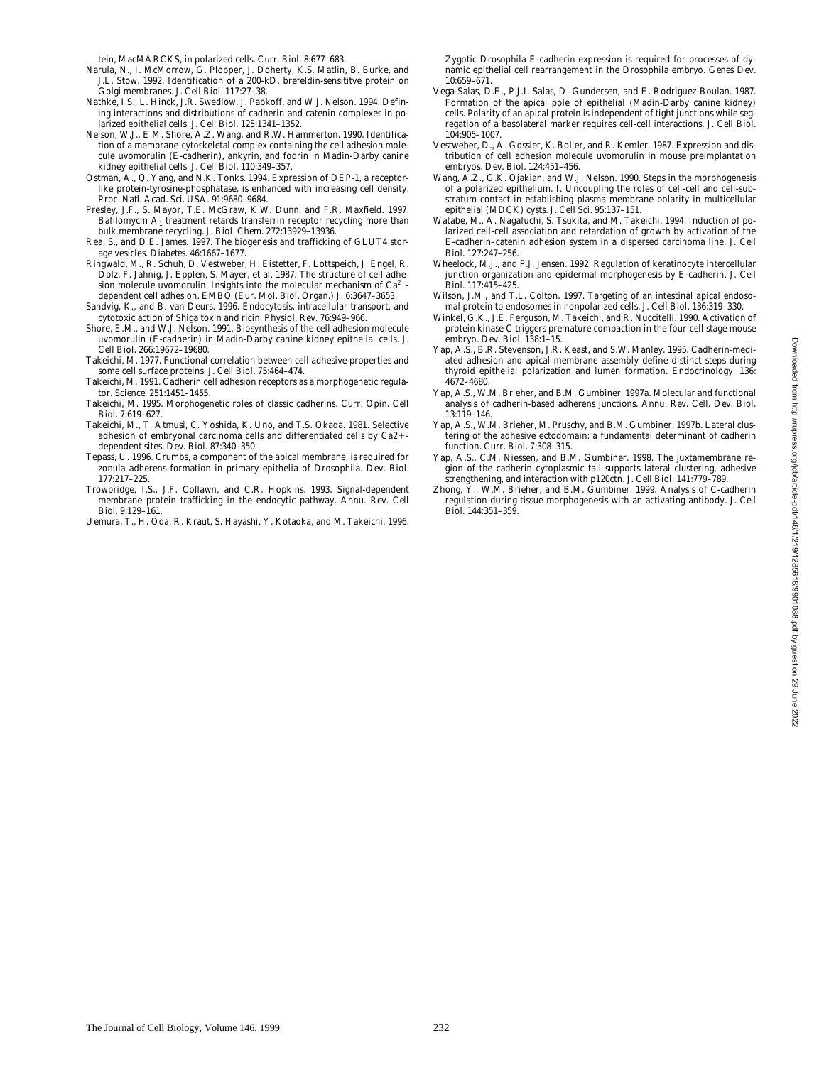tein, MacMARCKS, in polarized cells. Curr. Biol. 8:677–683.

Narula, N., I. McMorrow, G. Plopper, J. Doherty, K.S. Matlin, B. Burke, and J.L. Stow. 1992. Identification of a 200-kD, brefeldin-sensititve protein on Golgi membranes. J. Cell Biol. 117:27–38.

Nathke, I.S., L. Hinck, J.R. Swedlow, J. Papkoff, and W.J. Nelson. 1994. Defining interactions and distributions of cadherin and catenin complexes in polarized epithelial cells. J. Cell Biol. 125:1341–1352.

Nelson, W.J., E.M. Shore, A.Z. Wang, and R.W. Hammerton. 1990. Identification of a membrane-cytoskeletal complex containing the cell adhesion molecule uvomorulin (E-cadherin), ankyrin, and fodrin in Madin-Darby canine kidney epithelial cells. J. Cell Biol. 110:349–357.

Ostman, A., Q. Yang, and N.K. Tonks. 1994. Expression of DEP-1, a receptor-like protein-tyrosine-phosphatase, is enhanced with increasing cell density. Proc. Natl. Acad. Sci. USA. 91:9680–9684.

Presley, J.F., S. Mayor, T.E. McGraw, K.W. Dunn, and F.R. Maxfield. 1997. Bafilomycin $A_1$ treatment retards transferrin receptor recycling more than bulk membrane recycling. J. Biol. Chem. 272:13929–13936.

Rea, S., and D.E. James. 1997. The biogenesis and trafficking of GLUT4 storage vesicles. Diabetes. 46:1667–1677.

Ringwald, M., R. Schuh, D. Vestweber, H. Eistetter, F. Lottspeich, J. Engel, R. Dolz, F. Jahnig, J. Epplen, S. Mayer, et al. 1987. The structure of cell adhesion molecule uvomorulin. Insights into the molecular mechanism of $Ca^{2+}$-dependent cell adhesion. EMBO (Eur. Mol. Biol. Organ.) J. 6:3647–3653.

Sandvig, K., and B. van Deurs. 1996. Endocytosis, intracellular transport, and cytotoxic action of Shiga toxin and ricin. Physiol. Rev. 76:949–966.

Shore, E.M., and W.J. Nelson. 1991. Biosynthesis of the cell adhesion molecule uvomorulin (E-cadherin) in Madin-Darby canine kidney epithelial cells. J. Cell Biol. 266:19672–19680.

Takeichi, M. 1977. Functional correlation between cell adhesive properties and some cell surface proteins. J. Cell Biol. 75:464–474.

Takeichi, M. 1991. Cadherin cell adhesion receptors as a morphogenetic regulator. Science. 251:1451–1455.

Takeichi, M. 1995. Morphogenetic roles of classic cadherins. Curr. Opin. Cell Biol. 7:619–627.

Takeichi, M., T. Atmusi, C. Yoshida, K. Uno, and T.S. Okada. 1981. Selective adhesion of embryonal carcinoma cells and differentiated cells by $Ca2+$-dependent sites. Dev. Biol. 87:340–350.

Tepass, U. 1996. Crumbs, a component of the apical membrane, is required for zonula adherens formation in primary epithelia of Drosophila. Dev. Biol. 177:217–225.

Trowbridge, I.S., J.F. Collawn, and C.R. Hopkins. 1993. Signal-dependent membrane protein trafficking in the endocytic pathway. Annu. Rev. Cell Biol. 9:129–161.

Uemura, T., H. Oda, R. Kraut, S. Hayashi, Y. Kotaoka, and M. Takeichi. 1996. Zygotic Drosophila E-cadherin expression is required for processes of dynamic epithelial cell rearrangement in the Drosophila embryo. Genes Dev. 10:659–671.

Vega-Salas, D.E., P.J.I. Salas, D. Gundersen, and E. Rodriguez-Boulan. 1987. Formation of the apical pole of epithelial (Madin-Darby canine kidney) cells. Polarity of an apical protein is independent of tight junctions while segregation of a basolateral marker requires cell-cell interactions. J. Cell Biol. 104:905–1007.

Vestweber, D., A. Gossler, K. Boller, and R. Kemler. 1987. Expression and distribution of cell adhesion molecule uvomorulin in mouse preimplantation embryos. Dev. Biol. 124:451–456.

Wang, A.Z., G.K. Ojakian, and W.J. Nelson. 1990. Steps in the morphogenesis of a polarized epithelium. I. Uncoupling the roles of cell-cell and cell-substratum contact in establishing plasma membrane polarity in multicellular epithelial (MDCK) cysts. J. Cell Sci. 95:137–151.

Watabe, M., A. Nagafuchi, S. Tsukita, and M. Takeichi. 1994. Induction of polarized cell-cell association and retardation of growth by activation of the E-cadherin–catenin adhesion system in a dispersed carcinoma line. J. Cell Biol. 127:247–256.

Wheelock, M.J., and P.J. Jensen. 1992. Regulation of keratinocyte intercellular junction organization and epidermal morphogenesis by E-cadherin. J. Cell Biol. 117:415–425.

Wilson, J.M., and T.L. Colton. 1997. Targeting of an intestinal apical endosomal protein to endosomes in nonpolarized cells. J. Cell Biol. 136:319–330.

Winkel, G.K., J.E. Ferguson, M. Takeichi, and R. Nuccitelli. 1990. Activation of protein kinase C triggers premature compaction in the four-cell stage mouse embryo. Dev. Biol. 138:1–15.

Yap, A.S., B.R. Stevenson, J.R. Keast, and S.W. Manley. 1995. Cadherin-mediated adhesion and apical membrane assembly define distinct steps during thyroid epithelial polarization and lumen formation. Endocrinology. 136:4672–4680.

Yap, A.S., W.M. Brieher, and B.M. Gumbiner. 1997a. Molecular and functional analysis of cadherin-based adherens junctions. Annu. Rev. Cell. Dev. Biol. 13:119–146.

Yap, A.S., W.M. Brieher, M. Pruschy, and B.M. Gumbiner. 1997b. Lateral clustering of the adhesive ectodomain: a fundamental determinant of cadherin function. Curr. Biol. 7:308–315.

Yap, A.S., C.M. Niessen, and B.M. Gumbiner. 1998. The juxtamembrane region of the cadherin cytoplasmic tail supports lateral clustering, adhesive strengthening, and interaction with p120ctn. J. Cell Biol. 141:779–789.

Zhong, Y., W.M. Brieher, and B.M. Gumbiner. 1999. Analysis of C-cadherin regulation during tissue morphogenesis with an activating antibody. J. Cell Biol. 144:351–359.